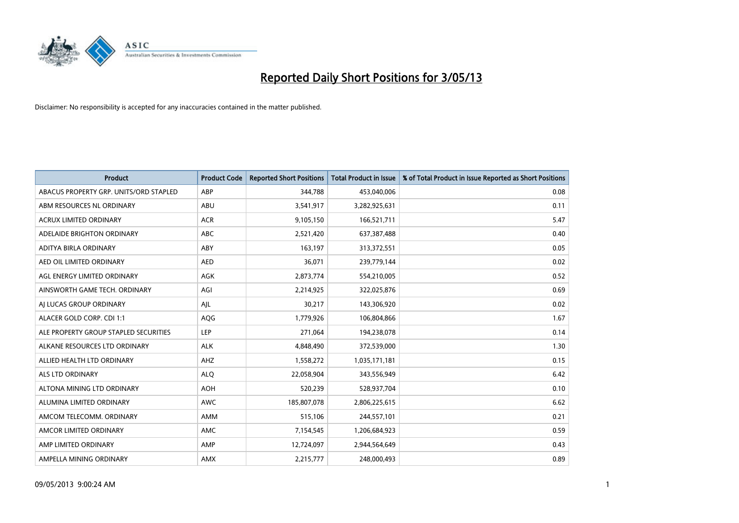# Reported Daily Short Positions for 3/05/13

Disclaimer: No responsibility is accepted for any inaccuracies contained in the matter published.

| Product | Product Code | Reported Short Positions | Total Product in Issue | % of Total Product in Issue Reported as Short Positions |
|---|---|---|---|---|
| ABACUS PROPERTY GRP. UNITS/ORD STAPLED | ABP | 344,788 | 453,040,006 | 0.08 |
| ABM RESOURCES NL ORDINARY | ABU | 3,541,917 | 3,282,925,631 | 0.11 |
| ACRUX LIMITED ORDINARY | ACR | 9,105,150 | 166,521,711 | 5.47 |
| ADELAIDE BRIGHTON ORDINARY | ABC | 2,521,420 | 637,387,488 | 0.40 |
| ADITYA BIRLA ORDINARY | ABY | 163,197 | 313,372,551 | 0.05 |
| AED OIL LIMITED ORDINARY | AED | 36,071 | 239,779,144 | 0.02 |
| AGL ENERGY LIMITED ORDINARY | AGK | 2,873,774 | 554,210,005 | 0.52 |
| AINSWORTH GAME TECH. ORDINARY | AGI | 2,214,925 | 322,025,876 | 0.69 |
| AJ LUCAS GROUP ORDINARY | AJL | 30,217 | 143,306,920 | 0.02 |
| ALACER GOLD CORP. CDI 1:1 | AQG | 1,779,926 | 106,804,866 | 1.67 |
| ALE PROPERTY GROUP STAPLED SECURITIES | LEP | 271,064 | 194,238,078 | 0.14 |
| ALKANE RESOURCES LTD ORDINARY | ALK | 4,848,490 | 372,539,000 | 1.30 |
| ALLIED HEALTH LTD ORDINARY | AHZ | 1,558,272 | 1,035,171,181 | 0.15 |
| ALS LTD ORDINARY | ALQ | 22,058,904 | 343,556,949 | 6.42 |
| ALTONA MINING LTD ORDINARY | AOH | 520,239 | 528,937,704 | 0.10 |
| ALUMINA LIMITED ORDINARY | AWC | 185,807,078 | 2,806,225,615 | 6.62 |
| AMCOM TELECOMM. ORDINARY | AMM | 515,106 | 244,557,101 | 0.21 |
| AMCOR LIMITED ORDINARY | AMC | 7,154,545 | 1,206,684,923 | 0.59 |
| AMP LIMITED ORDINARY | AMP | 12,724,097 | 2,944,564,649 | 0.43 |
| AMPELLA MINING ORDINARY | AMX | 2,215,777 | 248,000,493 | 0.89 |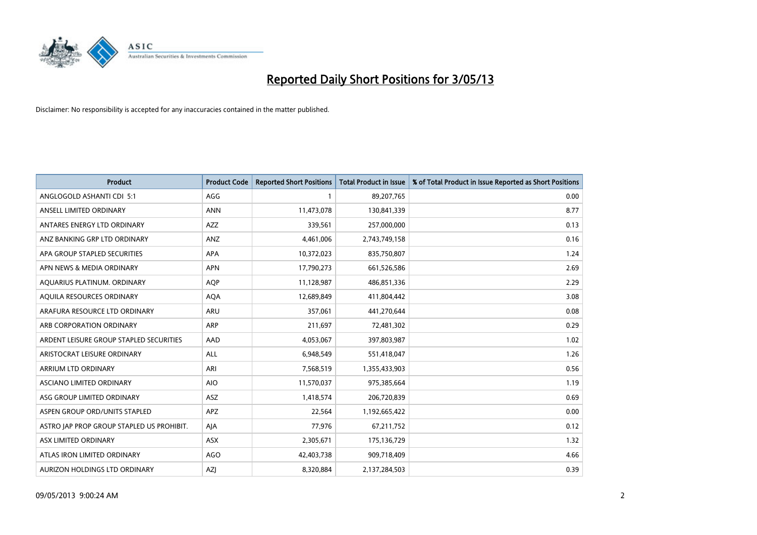# Reported Daily Short Positions for 3/05/13

Disclaimer: No responsibility is accepted for any inaccuracies contained in the matter published.

| Product | Product Code | Reported Short Positions | Total Product in Issue | % of Total Product in Issue Reported as Short Positions |
| --- | --- | --- | --- | --- |
| ANGLOGOLD ASHANTI CDI 5:1 | AGG | 1 | 89,207,765 | 0.00 |
| ANSELL LIMITED ORDINARY | ANN | 11,473,078 | 130,841,339 | 8.77 |
| ANTARES ENERGY LTD ORDINARY | AZZ | 339,561 | 257,000,000 | 0.13 |
| ANZ BANKING GRP LTD ORDINARY | ANZ | 4,461,006 | 2,743,749,158 | 0.16 |
| APA GROUP STAPLED SECURITIES | APA | 10,372,023 | 835,750,807 | 1.24 |
| APN NEWS & MEDIA ORDINARY | APN | 17,790,273 | 661,526,586 | 2.69 |
| AQUARIUS PLATINUM. ORDINARY | AQP | 11,128,987 | 486,851,336 | 2.29 |
| AQUILA RESOURCES ORDINARY | AQA | 12,689,849 | 411,804,442 | 3.08 |
| ARAFURA RESOURCE LTD ORDINARY | ARU | 357,061 | 441,270,644 | 0.08 |
| ARB CORPORATION ORDINARY | ARP | 211,697 | 72,481,302 | 0.29 |
| ARDENT LEISURE GROUP STAPLED SECURITIES | AAD | 4,053,067 | 397,803,987 | 1.02 |
| ARISTOCRAT LEISURE ORDINARY | ALL | 6,948,549 | 551,418,047 | 1.26 |
| ARRIUM LTD ORDINARY | ARI | 7,568,519 | 1,355,433,903 | 0.56 |
| ASCIANO LIMITED ORDINARY | AIO | 11,570,037 | 975,385,664 | 1.19 |
| ASG GROUP LIMITED ORDINARY | ASZ | 1,418,574 | 206,720,839 | 0.69 |
| ASPEN GROUP ORD/UNITS STAPLED | APZ | 22,564 | 1,192,665,422 | 0.00 |
| ASTRO JAP PROP GROUP STAPLED US PROHIBIT. | AJA | 77,976 | 67,211,752 | 0.12 |
| ASX LIMITED ORDINARY | ASX | 2,305,671 | 175,136,729 | 1.32 |
| ATLAS IRON LIMITED ORDINARY | AGO | 42,403,738 | 909,718,409 | 4.66 |
| AURIZON HOLDINGS LTD ORDINARY | AZJ | 8,320,884 | 2,137,284,503 | 0.39 |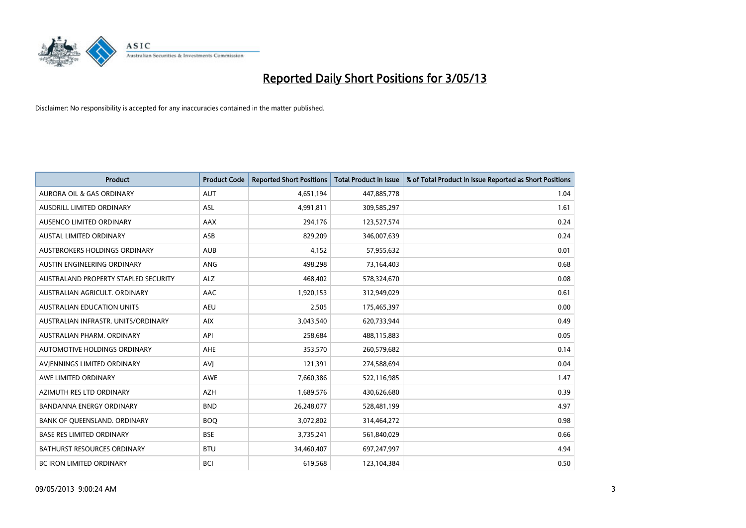# Reported Daily Short Positions for 3/05/13

Disclaimer: No responsibility is accepted for any inaccuracies contained in the matter published.

| Product | Product Code | Reported Short Positions | Total Product in Issue | % of Total Product in Issue Reported as Short Positions |
|---|---|---|---|---|
| AURORA OIL & GAS ORDINARY | AUT | 4,651,194 | 447,885,778 | 1.04 |
| AUSDRILL LIMITED ORDINARY | ASL | 4,991,811 | 309,585,297 | 1.61 |
| AUSENCO LIMITED ORDINARY | AAX | 294,176 | 123,527,574 | 0.24 |
| AUSTAL LIMITED ORDINARY | ASB | 829,209 | 346,007,639 | 0.24 |
| AUSTBROKERS HOLDINGS ORDINARY | AUB | 4,152 | 57,955,632 | 0.01 |
| AUSTIN ENGINEERING ORDINARY | ANG | 498,298 | 73,164,403 | 0.68 |
| AUSTRALAND PROPERTY STAPLED SECURITY | ALZ | 468,402 | 578,324,670 | 0.08 |
| AUSTRALIAN AGRICULT. ORDINARY | AAC | 1,920,153 | 312,949,029 | 0.61 |
| AUSTRALIAN EDUCATION UNITS | AEU | 2,505 | 175,465,397 | 0.00 |
| AUSTRALIAN INFRASTR. UNITS/ORDINARY | AIX | 3,043,540 | 620,733,944 | 0.49 |
| AUSTRALIAN PHARM. ORDINARY | API | 258,684 | 488,115,883 | 0.05 |
| AUTOMOTIVE HOLDINGS ORDINARY | AHE | 353,570 | 260,579,682 | 0.14 |
| AVJENNINGS LIMITED ORDINARY | AVJ | 121,391 | 274,588,694 | 0.04 |
| AWE LIMITED ORDINARY | AWE | 7,660,386 | 522,116,985 | 1.47 |
| AZIMUTH RES LTD ORDINARY | AZH | 1,689,576 | 430,626,680 | 0.39 |
| BANDANNA ENERGY ORDINARY | BND | 26,248,077 | 528,481,199 | 4.97 |
| BANK OF QUEENSLAND. ORDINARY | BOQ | 3,072,802 | 314,464,272 | 0.98 |
| BASE RES LIMITED ORDINARY | BSE | 3,735,241 | 561,840,029 | 0.66 |
| BATHURST RESOURCES ORDINARY | BTU | 34,460,407 | 697,247,997 | 4.94 |
| BC IRON LIMITED ORDINARY | BCI | 619,568 | 123,104,384 | 0.50 |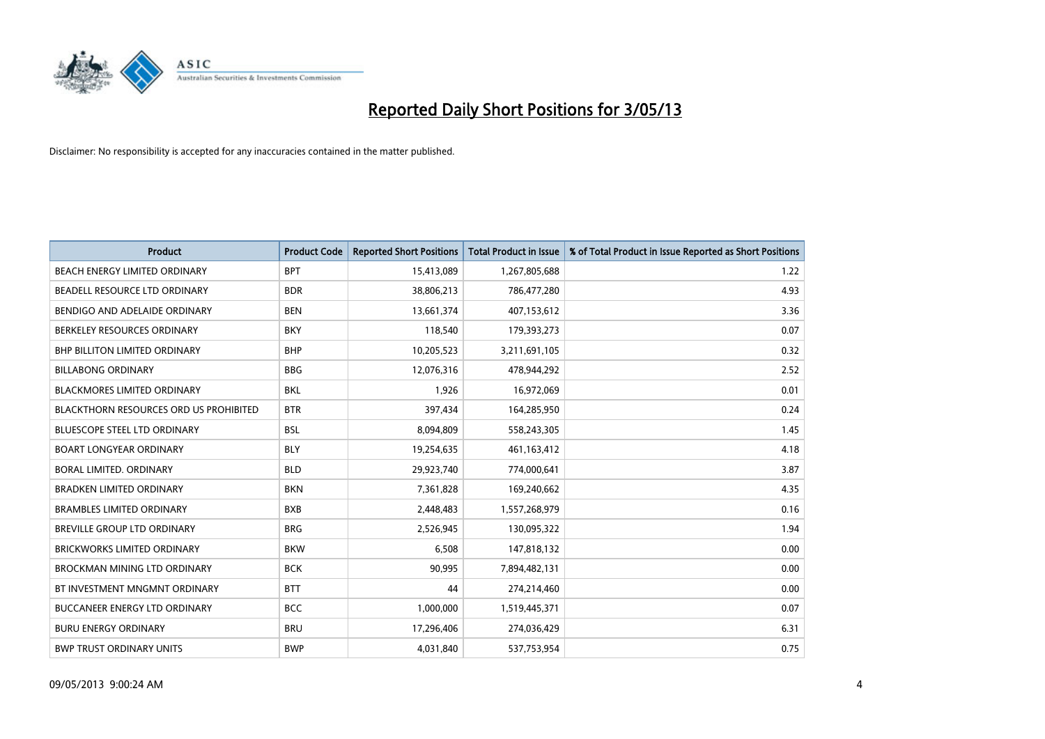# Reported Daily Short Positions for 3/05/13

Disclaimer: No responsibility is accepted for any inaccuracies contained in the matter published.

| Product | Product Code | Reported Short Positions | Total Product in Issue | % of Total Product in Issue Reported as Short Positions |
|---|---|---|---|---|
| BEACH ENERGY LIMITED ORDINARY | BPT | 15,413,089 | 1,267,805,688 | 1.22 |
| BEADELL RESOURCE LTD ORDINARY | BDR | 38,806,213 | 786,477,280 | 4.93 |
| BENDIGO AND ADELAIDE ORDINARY | BEN | 13,661,374 | 407,153,612 | 3.36 |
| BERKELEY RESOURCES ORDINARY | BKY | 118,540 | 179,393,273 | 0.07 |
| BHP BILLITON LIMITED ORDINARY | BHP | 10,205,523 | 3,211,691,105 | 0.32 |
| BILLABONG ORDINARY | BBG | 12,076,316 | 478,944,292 | 2.52 |
| BLACKMORES LIMITED ORDINARY | BKL | 1,926 | 16,972,069 | 0.01 |
| BLACKTHORN RESOURCES ORD US PROHIBITED | BTR | 397,434 | 164,285,950 | 0.24 |
| BLUESCOPE STEEL LTD ORDINARY | BSL | 8,094,809 | 558,243,305 | 1.45 |
| BOART LONGYEAR ORDINARY | BLY | 19,254,635 | 461,163,412 | 4.18 |
| BORAL LIMITED. ORDINARY | BLD | 29,923,740 | 774,000,641 | 3.87 |
| BRADKEN LIMITED ORDINARY | BKN | 7,361,828 | 169,240,662 | 4.35 |
| BRAMBLES LIMITED ORDINARY | BXB | 2,448,483 | 1,557,268,979 | 0.16 |
| BREVILLE GROUP LTD ORDINARY | BRG | 2,526,945 | 130,095,322 | 1.94 |
| BRICKWORKS LIMITED ORDINARY | BKW | 6,508 | 147,818,132 | 0.00 |
| BROCKMAN MINING LTD ORDINARY | BCK | 90,995 | 7,894,482,131 | 0.00 |
| BT INVESTMENT MNGMNT ORDINARY | BTT | 44 | 274,214,460 | 0.00 |
| BUCCANEER ENERGY LTD ORDINARY | BCC | 1,000,000 | 1,519,445,371 | 0.07 |
| BURU ENERGY ORDINARY | BRU | 17,296,406 | 274,036,429 | 6.31 |
| BWP TRUST ORDINARY UNITS | BWP | 4,031,840 | 537,753,954 | 0.75 |

09/05/2013 9:00:24 AM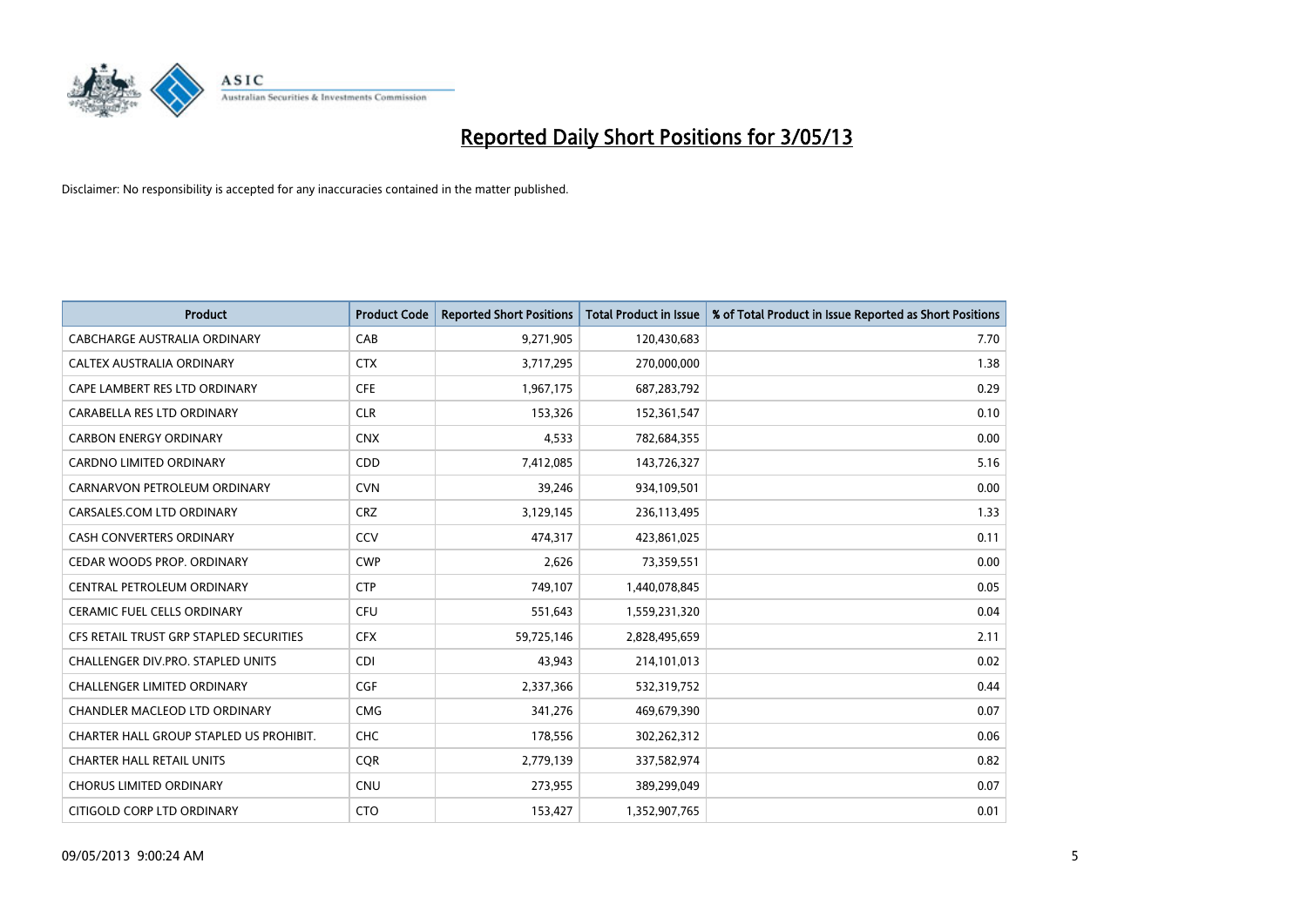# Reported Daily Short Positions for 3/05/13

Disclaimer: No responsibility is accepted for any inaccuracies contained in the matter published.

| Product | Product Code | Reported Short Positions | Total Product in Issue | % of Total Product in Issue Reported as Short Positions |
|---|---|---|---|---|
| CABCHARGE AUSTRALIA ORDINARY | CAB | 9,271,905 | 120,430,683 | 7.70 |
| CALTEX AUSTRALIA ORDINARY | CTX | 3,717,295 | 270,000,000 | 1.38 |
| CAPE LAMBERT RES LTD ORDINARY | CFE | 1,967,175 | 687,283,792 | 0.29 |
| CARABELLA RES LTD ORDINARY | CLR | 153,326 | 152,361,547 | 0.10 |
| CARBON ENERGY ORDINARY | CNX | 4,533 | 782,684,355 | 0.00 |
| CARDNO LIMITED ORDINARY | CDD | 7,412,085 | 143,726,327 | 5.16 |
| CARNARVON PETROLEUM ORDINARY | CVN | 39,246 | 934,109,501 | 0.00 |
| CARSALES.COM LTD ORDINARY | CRZ | 3,129,145 | 236,113,495 | 1.33 |
| CASH CONVERTERS ORDINARY | CCV | 474,317 | 423,861,025 | 0.11 |
| CEDAR WOODS PROP. ORDINARY | CWP | 2,626 | 73,359,551 | 0.00 |
| CENTRAL PETROLEUM ORDINARY | CTP | 749,107 | 1,440,078,845 | 0.05 |
| CERAMIC FUEL CELLS ORDINARY | CFU | 551,643 | 1,559,231,320 | 0.04 |
| CFS RETAIL TRUST GRP STAPLED SECURITIES | CFX | 59,725,146 | 2,828,495,659 | 2.11 |
| CHALLENGER DIV.PRO. STAPLED UNITS | CDI | 43,943 | 214,101,013 | 0.02 |
| CHALLENGER LIMITED ORDINARY | CGF | 2,337,366 | 532,319,752 | 0.44 |
| CHANDLER MACLEOD LTD ORDINARY | CMG | 341,276 | 469,679,390 | 0.07 |
| CHARTER HALL GROUP STAPLED US PROHIBIT. | CHC | 178,556 | 302,262,312 | 0.06 |
| CHARTER HALL RETAIL UNITS | CQR | 2,779,139 | 337,582,974 | 0.82 |
| CHORUS LIMITED ORDINARY | CNU | 273,955 | 389,299,049 | 0.07 |
| CITIGOLD CORP LTD ORDINARY | CTO | 153,427 | 1,352,907,765 | 0.01 |

09/05/2013 9:00:24 AM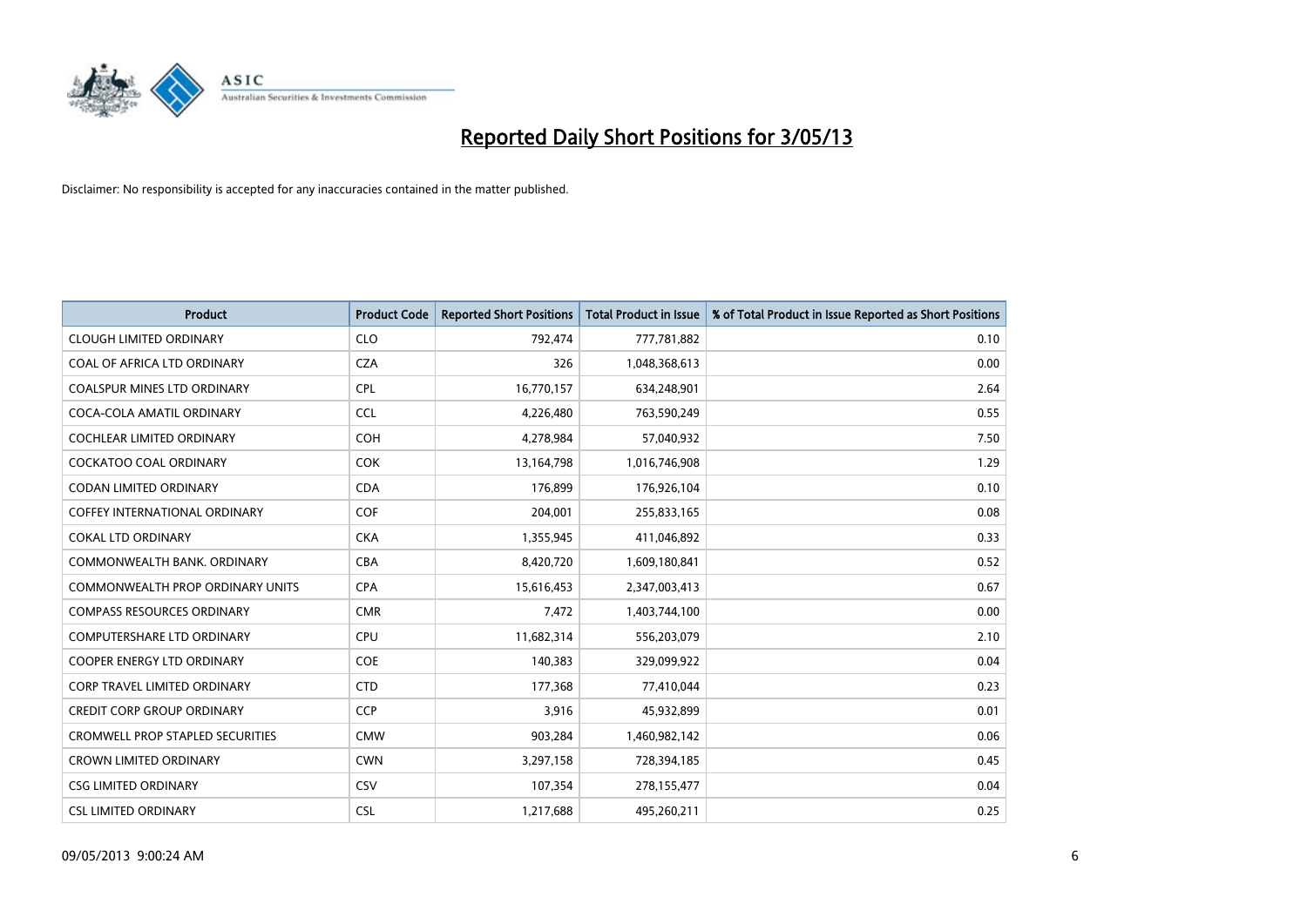# Reported Daily Short Positions for 3/05/13

Disclaimer: No responsibility is accepted for any inaccuracies contained in the matter published.

| Product | Product Code | Reported Short Positions | Total Product in Issue | % of Total Product in Issue Reported as Short Positions |
|---|---|---|---|---|
| CLOUGH LIMITED ORDINARY | CLO | 792,474 | 777,781,882 | 0.10 |
| COAL OF AFRICA LTD ORDINARY | CZA | 326 | 1,048,368,613 | 0.00 |
| COALSPUR MINES LTD ORDINARY | CPL | 16,770,157 | 634,248,901 | 2.64 |
| COCA-COLA AMATIL ORDINARY | CCL | 4,226,480 | 763,590,249 | 0.55 |
| COCHLEAR LIMITED ORDINARY | COH | 4,278,984 | 57,040,932 | 7.50 |
| COCKATOO COAL ORDINARY | COK | 13,164,798 | 1,016,746,908 | 1.29 |
| CODAN LIMITED ORDINARY | CDA | 176,899 | 176,926,104 | 0.10 |
| COFFEY INTERNATIONAL ORDINARY | COF | 204,001 | 255,833,165 | 0.08 |
| COKAL LTD ORDINARY | CKA | 1,355,945 | 411,046,892 | 0.33 |
| COMMONWEALTH BANK. ORDINARY | CBA | 8,420,720 | 1,609,180,841 | 0.52 |
| COMMONWEALTH PROP ORDINARY UNITS | CPA | 15,616,453 | 2,347,003,413 | 0.67 |
| COMPASS RESOURCES ORDINARY | CMR | 7,472 | 1,403,744,100 | 0.00 |
| COMPUTERSHARE LTD ORDINARY | CPU | 11,682,314 | 556,203,079 | 2.10 |
| COOPER ENERGY LTD ORDINARY | COE | 140,383 | 329,099,922 | 0.04 |
| CORP TRAVEL LIMITED ORDINARY | CTD | 177,368 | 77,410,044 | 0.23 |
| CREDIT CORP GROUP ORDINARY | CCP | 3,916 | 45,932,899 | 0.01 |
| CROMWELL PROP STAPLED SECURITIES | CMW | 903,284 | 1,460,982,142 | 0.06 |
| CROWN LIMITED ORDINARY | CWN | 3,297,158 | 728,394,185 | 0.45 |
| CSG LIMITED ORDINARY | CSV | 107,354 | 278,155,477 | 0.04 |
| CSL LIMITED ORDINARY | CSL | 1,217,688 | 495,260,211 | 0.25 |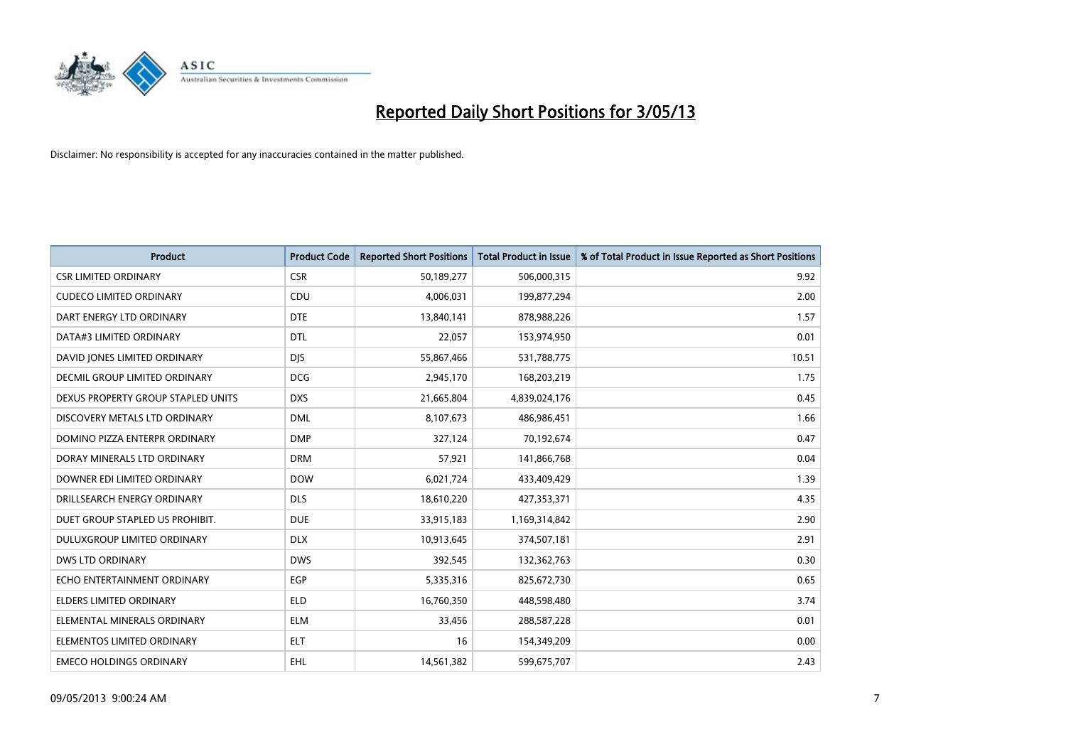# Reported Daily Short Positions for 3/05/13

Disclaimer: No responsibility is accepted for any inaccuracies contained in the matter published.

| Product | Product Code | Reported Short Positions | Total Product in Issue | % of Total Product in Issue Reported as Short Positions |
|---|---|---|---|---|
| CSR LIMITED ORDINARY | CSR | 50,189,277 | 506,000,315 | 9.92 |
| CUDECO LIMITED ORDINARY | CDU | 4,006,031 | 199,877,294 | 2.00 |
| DART ENERGY LTD ORDINARY | DTE | 13,840,141 | 878,988,226 | 1.57 |
| DATA#3 LIMITED ORDINARY | DTL | 22,057 | 153,974,950 | 0.01 |
| DAVID JONES LIMITED ORDINARY | DJS | 55,867,466 | 531,788,775 | 10.51 |
| DECMIL GROUP LIMITED ORDINARY | DCG | 2,945,170 | 168,203,219 | 1.75 |
| DEXUS PROPERTY GROUP STAPLED UNITS | DXS | 21,665,804 | 4,839,024,176 | 0.45 |
| DISCOVERY METALS LTD ORDINARY | DML | 8,107,673 | 486,986,451 | 1.66 |
| DOMINO PIZZA ENTERPR ORDINARY | DMP | 327,124 | 70,192,674 | 0.47 |
| DORAY MINERALS LTD ORDINARY | DRM | 57,921 | 141,866,768 | 0.04 |
| DOWNER EDI LIMITED ORDINARY | DOW | 6,021,724 | 433,409,429 | 1.39 |
| DRILLSEARCH ENERGY ORDINARY | DLS | 18,610,220 | 427,353,371 | 4.35 |
| DUET GROUP STAPLED US PROHIBIT. | DUE | 33,915,183 | 1,169,314,842 | 2.90 |
| DULUXGROUP LIMITED ORDINARY | DLX | 10,913,645 | 374,507,181 | 2.91 |
| DWS LTD ORDINARY | DWS | 392,545 | 132,362,763 | 0.30 |
| ECHO ENTERTAINMENT ORDINARY | EGP | 5,335,316 | 825,672,730 | 0.65 |
| ELDERS LIMITED ORDINARY | ELD | 16,760,350 | 448,598,480 | 3.74 |
| ELEMENTAL MINERALS ORDINARY | ELM | 33,456 | 288,587,228 | 0.01 |
| ELEMENTOS LIMITED ORDINARY | ELT | 16 | 154,349,209 | 0.00 |
| EMECO HOLDINGS ORDINARY | EHL | 14,561,382 | 599,675,707 | 2.43 |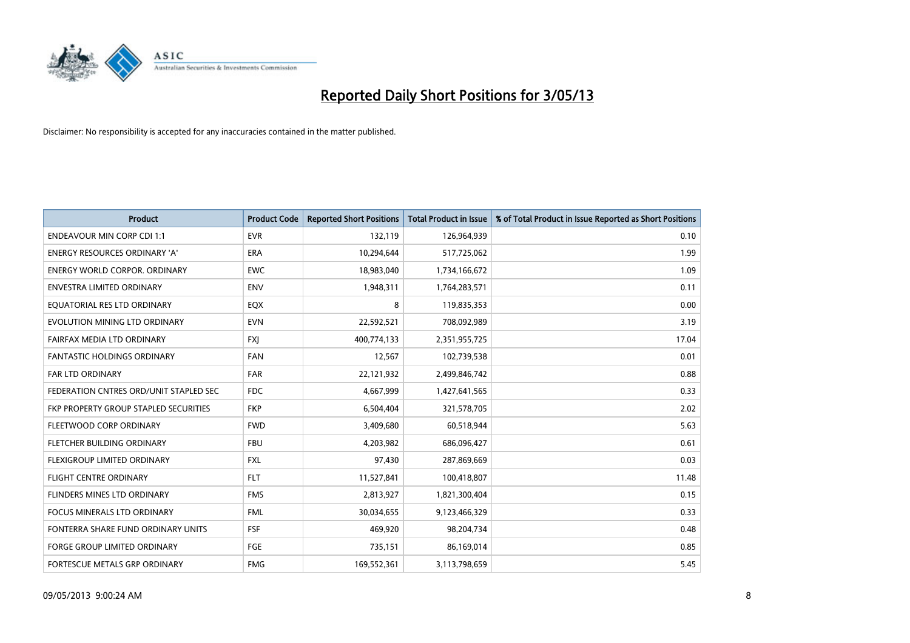# Reported Daily Short Positions for 3/05/13

Disclaimer: No responsibility is accepted for any inaccuracies contained in the matter published.

| Product | Product Code | Reported Short Positions | Total Product in Issue | % of Total Product in Issue Reported as Short Positions |
|---|---|---|---|---|
| ENDEAVOUR MIN CORP CDI 1:1 | EVR | 132,119 | 126,964,939 | 0.10 |
| ENERGY RESOURCES ORDINARY 'A' | ERA | 10,294,644 | 517,725,062 | 1.99 |
| ENERGY WORLD CORPOR. ORDINARY | EWC | 18,983,040 | 1,734,166,672 | 1.09 |
| ENVESTRA LIMITED ORDINARY | ENV | 1,948,311 | 1,764,283,571 | 0.11 |
| EQUATORIAL RES LTD ORDINARY | EQX | 8 | 119,835,353 | 0.00 |
| EVOLUTION MINING LTD ORDINARY | EVN | 22,592,521 | 708,092,989 | 3.19 |
| FAIRFAX MEDIA LTD ORDINARY | FXJ | 400,774,133 | 2,351,955,725 | 17.04 |
| FANTASTIC HOLDINGS ORDINARY | FAN | 12,567 | 102,739,538 | 0.01 |
| FAR LTD ORDINARY | FAR | 22,121,932 | 2,499,846,742 | 0.88 |
| FEDERATION CNTRES ORD/UNIT STAPLED SEC | FDC | 4,667,999 | 1,427,641,565 | 0.33 |
| FKP PROPERTY GROUP STAPLED SECURITIES | FKP | 6,504,404 | 321,578,705 | 2.02 |
| FLEETWOOD CORP ORDINARY | FWD | 3,409,680 | 60,518,944 | 5.63 |
| FLETCHER BUILDING ORDINARY | FBU | 4,203,982 | 686,096,427 | 0.61 |
| FLEXIGROUP LIMITED ORDINARY | FXL | 97,430 | 287,869,669 | 0.03 |
| FLIGHT CENTRE ORDINARY | FLT | 11,527,841 | 100,418,807 | 11.48 |
| FLINDERS MINES LTD ORDINARY | FMS | 2,813,927 | 1,821,300,404 | 0.15 |
| FOCUS MINERALS LTD ORDINARY | FML | 30,034,655 | 9,123,466,329 | 0.33 |
| FONTERRA SHARE FUND ORDINARY UNITS | FSF | 469,920 | 98,204,734 | 0.48 |
| FORGE GROUP LIMITED ORDINARY | FGE | 735,151 | 86,169,014 | 0.85 |
| FORTESCUE METALS GRP ORDINARY | FMG | 169,552,361 | 3,113,798,659 | 5.45 |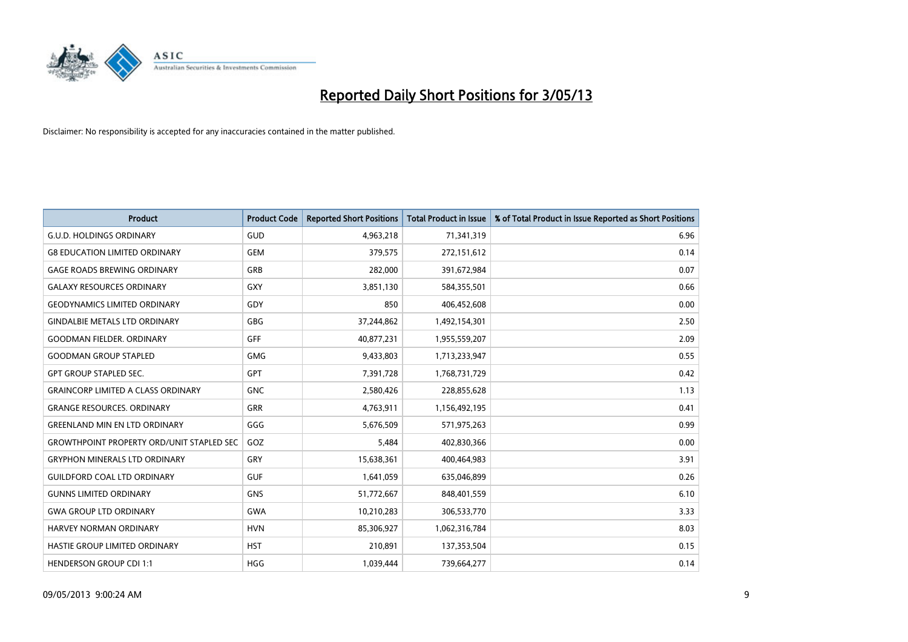# Reported Daily Short Positions for 3/05/13

Disclaimer: No responsibility is accepted for any inaccuracies contained in the matter published.

| Product | Product Code | Reported Short Positions | Total Product in Issue | % of Total Product in Issue Reported as Short Positions |
|---|---|---|---|---|
| G.U.D. HOLDINGS ORDINARY | GUD | 4,963,218 | 71,341,319 | 6.96 |
| G8 EDUCATION LIMITED ORDINARY | GEM | 379,575 | 272,151,612 | 0.14 |
| GAGE ROADS BREWING ORDINARY | GRB | 282,000 | 391,672,984 | 0.07 |
| GALAXY RESOURCES ORDINARY | GXY | 3,851,130 | 584,355,501 | 0.66 |
| GEODYNAMICS LIMITED ORDINARY | GDY | 850 | 406,452,608 | 0.00 |
| GINDALBIE METALS LTD ORDINARY | GBG | 37,244,862 | 1,492,154,301 | 2.50 |
| GOODMAN FIELDER. ORDINARY | GFF | 40,877,231 | 1,955,559,207 | 2.09 |
| GOODMAN GROUP STAPLED | GMG | 9,433,803 | 1,713,233,947 | 0.55 |
| GPT GROUP STAPLED SEC. | GPT | 7,391,728 | 1,768,731,729 | 0.42 |
| GRAINCORP LIMITED A CLASS ORDINARY | GNC | 2,580,426 | 228,855,628 | 1.13 |
| GRANGE RESOURCES. ORDINARY | GRR | 4,763,911 | 1,156,492,195 | 0.41 |
| GREENLAND MIN EN LTD ORDINARY | GGG | 5,676,509 | 571,975,263 | 0.99 |
| GROWTHPOINT PROPERTY ORD/UNIT STAPLED SEC | GOZ | 5,484 | 402,830,366 | 0.00 |
| GRYPHON MINERALS LTD ORDINARY | GRY | 15,638,361 | 400,464,983 | 3.91 |
| GUILDFORD COAL LTD ORDINARY | GUF | 1,641,059 | 635,046,899 | 0.26 |
| GUNNS LIMITED ORDINARY | GNS | 51,772,667 | 848,401,559 | 6.10 |
| GWA GROUP LTD ORDINARY | GWA | 10,210,283 | 306,533,770 | 3.33 |
| HARVEY NORMAN ORDINARY | HVN | 85,306,927 | 1,062,316,784 | 8.03 |
| HASTIE GROUP LIMITED ORDINARY | HST | 210,891 | 137,353,504 | 0.15 |
| HENDERSON GROUP CDI 1:1 | HGG | 1,039,444 | 739,664,277 | 0.14 |

09/05/2013 9:00:24 AM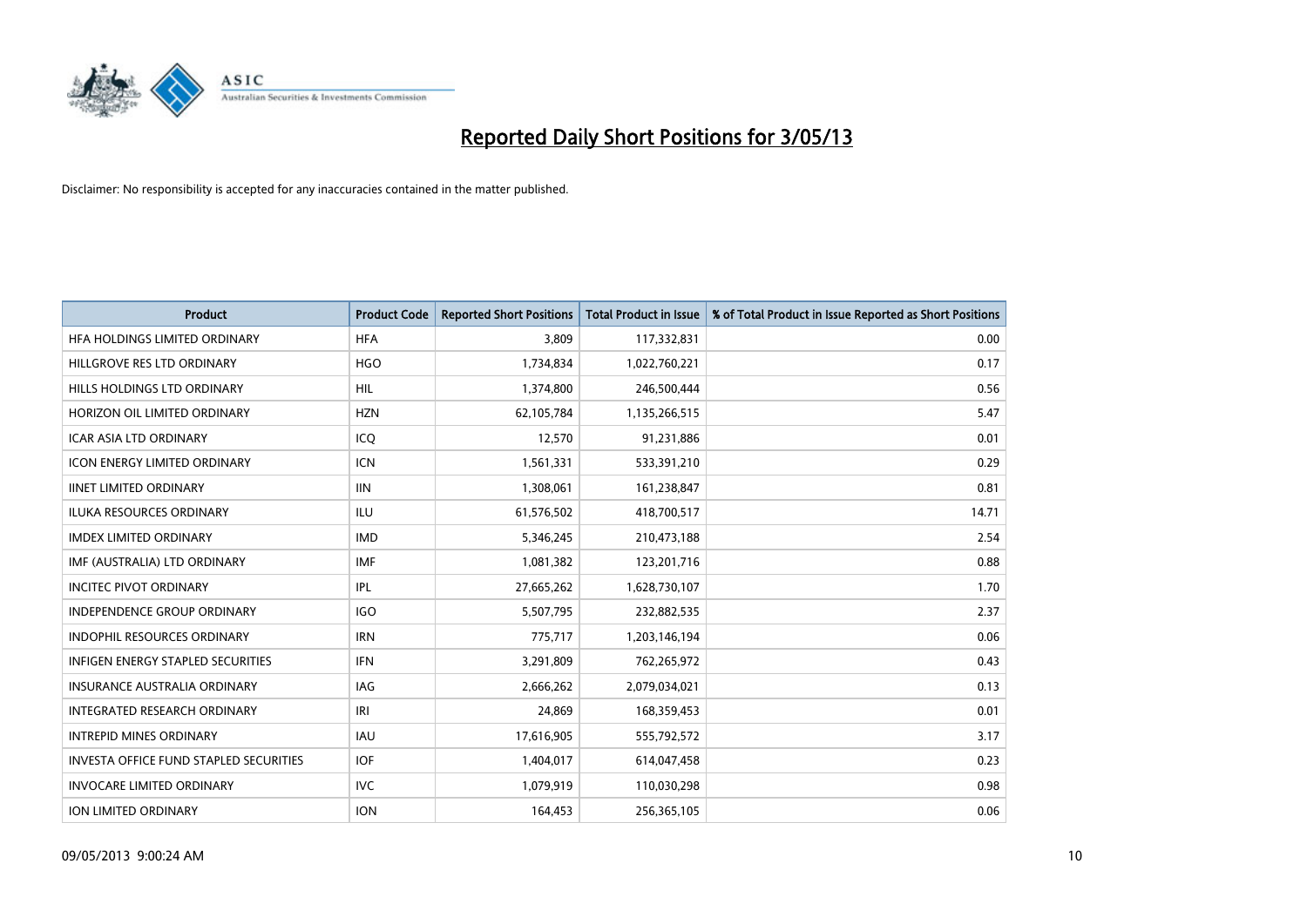# Reported Daily Short Positions for 3/05/13

Disclaimer: No responsibility is accepted for any inaccuracies contained in the matter published.

| Product | Product Code | Reported Short Positions | Total Product in Issue | % of Total Product in Issue Reported as Short Positions |
|---|---|---|---|---|
| HFA HOLDINGS LIMITED ORDINARY | HFA | 3,809 | 117,332,831 | 0.00 |
| HILLGROVE RES LTD ORDINARY | HGO | 1,734,834 | 1,022,760,221 | 0.17 |
| HILLS HOLDINGS LTD ORDINARY | HIL | 1,374,800 | 246,500,444 | 0.56 |
| HORIZON OIL LIMITED ORDINARY | HZN | 62,105,784 | 1,135,266,515 | 5.47 |
| ICAR ASIA LTD ORDINARY | ICQ | 12,570 | 91,231,886 | 0.01 |
| ICON ENERGY LIMITED ORDINARY | ICN | 1,561,331 | 533,391,210 | 0.29 |
| IINET LIMITED ORDINARY | IIN | 1,308,061 | 161,238,847 | 0.81 |
| ILUKA RESOURCES ORDINARY | ILU | 61,576,502 | 418,700,517 | 14.71 |
| IMDEX LIMITED ORDINARY | IMD | 5,346,245 | 210,473,188 | 2.54 |
| IMF (AUSTRALIA) LTD ORDINARY | IMF | 1,081,382 | 123,201,716 | 0.88 |
| INCITEC PIVOT ORDINARY | IPL | 27,665,262 | 1,628,730,107 | 1.70 |
| INDEPENDENCE GROUP ORDINARY | IGO | 5,507,795 | 232,882,535 | 2.37 |
| INDOPHIL RESOURCES ORDINARY | IRN | 775,717 | 1,203,146,194 | 0.06 |
| INFIGEN ENERGY STAPLED SECURITIES | IFN | 3,291,809 | 762,265,972 | 0.43 |
| INSURANCE AUSTRALIA ORDINARY | IAG | 2,666,262 | 2,079,034,021 | 0.13 |
| INTEGRATED RESEARCH ORDINARY | IRI | 24,869 | 168,359,453 | 0.01 |
| INTREPID MINES ORDINARY | IAU | 17,616,905 | 555,792,572 | 3.17 |
| INVESTA OFFICE FUND STAPLED SECURITIES | IOF | 1,404,017 | 614,047,458 | 0.23 |
| INVOCARE LIMITED ORDINARY | IVC | 1,079,919 | 110,030,298 | 0.98 |
| ION LIMITED ORDINARY | ION | 164,453 | 256,365,105 | 0.06 |

09/05/2013 9:00:24 AM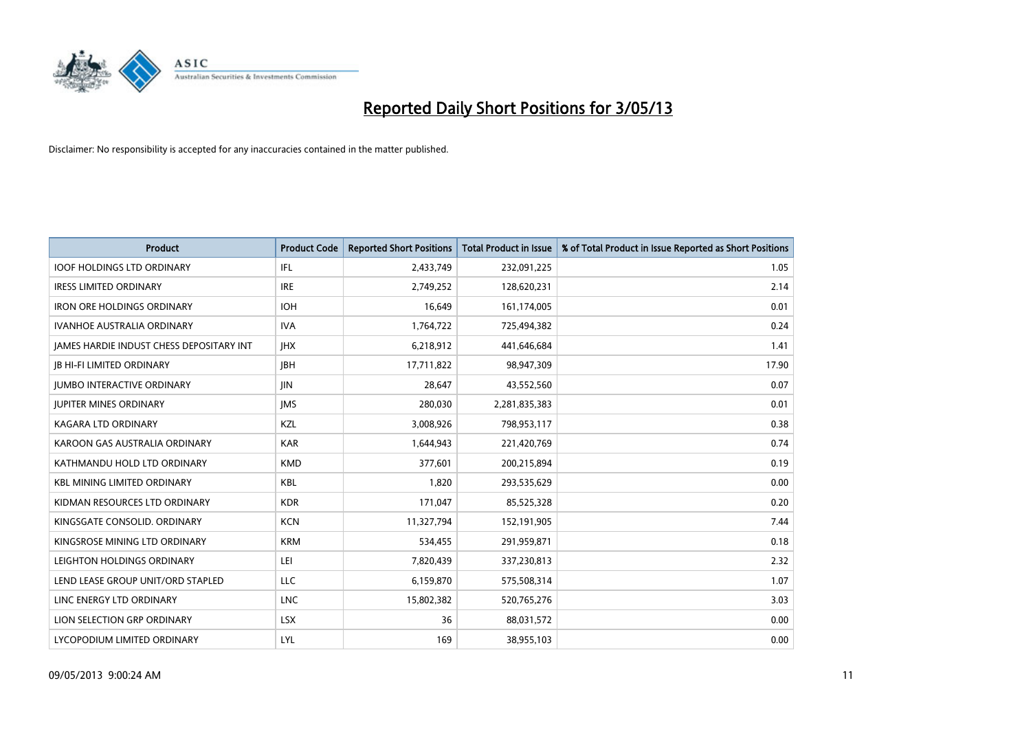# Reported Daily Short Positions for 3/05/13

Disclaimer: No responsibility is accepted for any inaccuracies contained in the matter published.

| Product | Product Code | Reported Short Positions | Total Product in Issue | % of Total Product in Issue Reported as Short Positions |
|---|---|---|---|---|
| IOOF HOLDINGS LTD ORDINARY | IFL | 2,433,749 | 232,091,225 | 1.05 |
| IRESS LIMITED ORDINARY | IRE | 2,749,252 | 128,620,231 | 2.14 |
| IRON ORE HOLDINGS ORDINARY | IOH | 16,649 | 161,174,005 | 0.01 |
| IVANHOE AUSTRALIA ORDINARY | IVA | 1,764,722 | 725,494,382 | 0.24 |
| JAMES HARDIE INDUST CHESS DEPOSITARY INT | JHX | 6,218,912 | 441,646,684 | 1.41 |
| JB HI-FI LIMITED ORDINARY | JBH | 17,711,822 | 98,947,309 | 17.90 |
| JUMBO INTERACTIVE ORDINARY | JIN | 28,647 | 43,552,560 | 0.07 |
| JUPITER MINES ORDINARY | JMS | 280,030 | 2,281,835,383 | 0.01 |
| KAGARA LTD ORDINARY | KZL | 3,008,926 | 798,953,117 | 0.38 |
| KAROON GAS AUSTRALIA ORDINARY | KAR | 1,644,943 | 221,420,769 | 0.74 |
| KATHMANDU HOLD LTD ORDINARY | KMD | 377,601 | 200,215,894 | 0.19 |
| KBL MINING LIMITED ORDINARY | KBL | 1,820 | 293,535,629 | 0.00 |
| KIDMAN RESOURCES LTD ORDINARY | KDR | 171,047 | 85,525,328 | 0.20 |
| KINGSGATE CONSOLID. ORDINARY | KCN | 11,327,794 | 152,191,905 | 7.44 |
| KINGSROSE MINING LTD ORDINARY | KRM | 534,455 | 291,959,871 | 0.18 |
| LEIGHTON HOLDINGS ORDINARY | LEI | 7,820,439 | 337,230,813 | 2.32 |
| LEND LEASE GROUP UNIT/ORD STAPLED | LLC | 6,159,870 | 575,508,314 | 1.07 |
| LINC ENERGY LTD ORDINARY | LNC | 15,802,382 | 520,765,276 | 3.03 |
| LION SELECTION GRP ORDINARY | LSX | 36 | 88,031,572 | 0.00 |
| LYCOPODIUM LIMITED ORDINARY | LYL | 169 | 38,955,103 | 0.00 |

09/05/2013 9:00:24 AM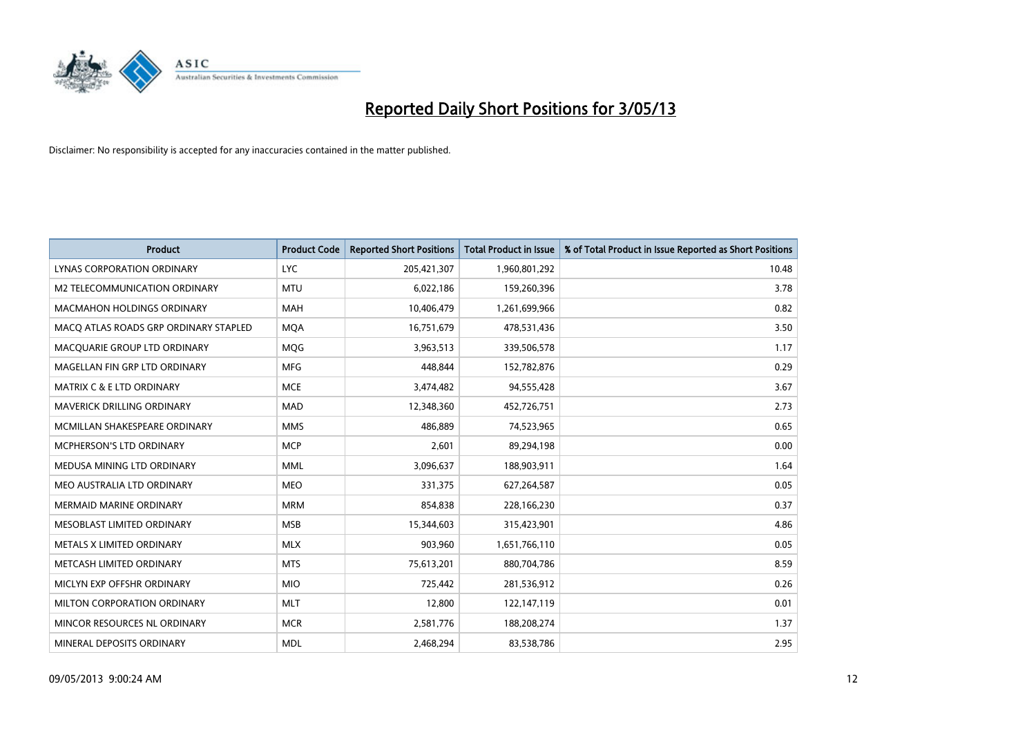# Reported Daily Short Positions for 3/05/13

Disclaimer: No responsibility is accepted for any inaccuracies contained in the matter published.

| Product | Product Code | Reported Short Positions | Total Product in Issue | % of Total Product in Issue Reported as Short Positions |
|---|---|---|---|---|
| LYNAS CORPORATION ORDINARY | LYC | 205,421,307 | 1,960,801,292 | 10.48 |
| M2 TELECOMMUNICATION ORDINARY | MTU | 6,022,186 | 159,260,396 | 3.78 |
| MACMAHON HOLDINGS ORDINARY | MAH | 10,406,479 | 1,261,699,966 | 0.82 |
| MACQ ATLAS ROADS GRP ORDINARY STAPLED | MQA | 16,751,679 | 478,531,436 | 3.50 |
| MACQUARIE GROUP LTD ORDINARY | MQG | 3,963,513 | 339,506,578 | 1.17 |
| MAGELLAN FIN GRP LTD ORDINARY | MFG | 448,844 | 152,782,876 | 0.29 |
| MATRIX C & E LTD ORDINARY | MCE | 3,474,482 | 94,555,428 | 3.67 |
| MAVERICK DRILLING ORDINARY | MAD | 12,348,360 | 452,726,751 | 2.73 |
| MCMILLAN SHAKESPEARE ORDINARY | MMS | 486,889 | 74,523,965 | 0.65 |
| MCPHERSON'S LTD ORDINARY | MCP | 2,601 | 89,294,198 | 0.00 |
| MEDUSA MINING LTD ORDINARY | MML | 3,096,637 | 188,903,911 | 1.64 |
| MEO AUSTRALIA LTD ORDINARY | MEO | 331,375 | 627,264,587 | 0.05 |
| MERMAID MARINE ORDINARY | MRM | 854,838 | 228,166,230 | 0.37 |
| MESOBLAST LIMITED ORDINARY | MSB | 15,344,603 | 315,423,901 | 4.86 |
| METALS X LIMITED ORDINARY | MLX | 903,960 | 1,651,766,110 | 0.05 |
| METCASH LIMITED ORDINARY | MTS | 75,613,201 | 880,704,786 | 8.59 |
| MICLYN EXP OFFSHR ORDINARY | MIO | 725,442 | 281,536,912 | 0.26 |
| MILTON CORPORATION ORDINARY | MLT | 12,800 | 122,147,119 | 0.01 |
| MINCOR RESOURCES NL ORDINARY | MCR | 2,581,776 | 188,208,274 | 1.37 |
| MINERAL DEPOSITS ORDINARY | MDL | 2,468,294 | 83,538,786 | 2.95 |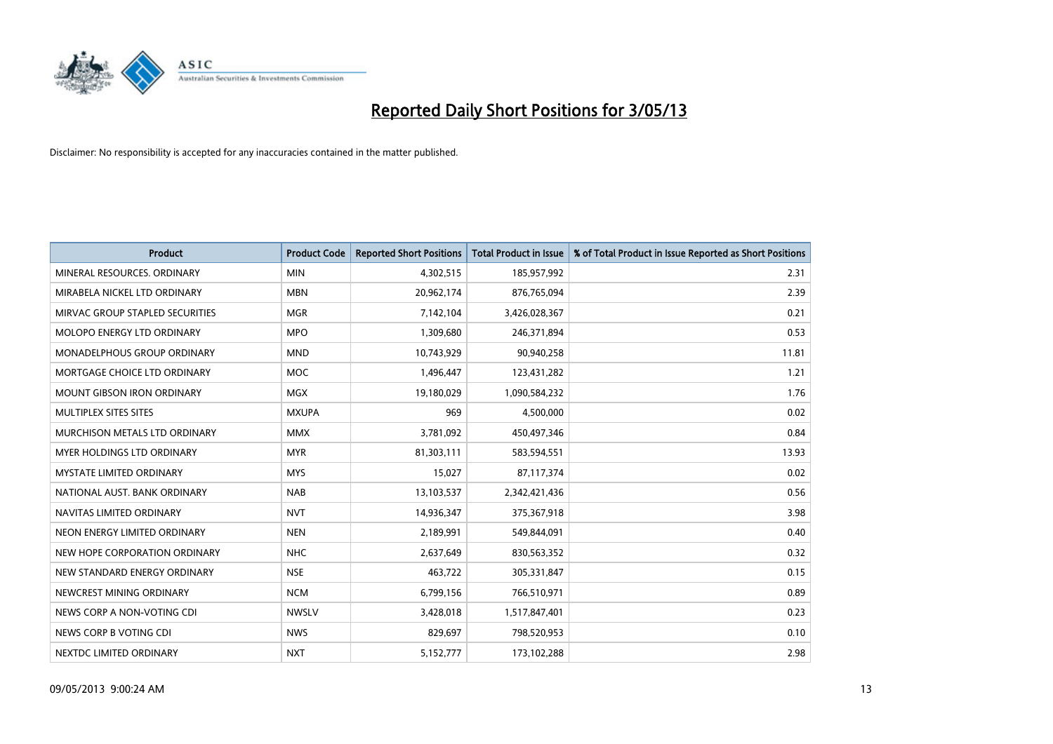# Reported Daily Short Positions for 3/05/13

Disclaimer: No responsibility is accepted for any inaccuracies contained in the matter published.

| Product | Product Code | Reported Short Positions | Total Product in Issue | % of Total Product in Issue Reported as Short Positions |
|---|---|---|---|---|
| MINERAL RESOURCES. ORDINARY | MIN | 4,302,515 | 185,957,992 | 2.31 |
| MIRABELA NICKEL LTD ORDINARY | MBN | 20,962,174 | 876,765,094 | 2.39 |
| MIRVAC GROUP STAPLED SECURITIES | MGR | 7,142,104 | 3,426,028,367 | 0.21 |
| MOLOPO ENERGY LTD ORDINARY | MPO | 1,309,680 | 246,371,894 | 0.53 |
| MONADELPHOUS GROUP ORDINARY | MND | 10,743,929 | 90,940,258 | 11.81 |
| MORTGAGE CHOICE LTD ORDINARY | MOC | 1,496,447 | 123,431,282 | 1.21 |
| MOUNT GIBSON IRON ORDINARY | MGX | 19,180,029 | 1,090,584,232 | 1.76 |
| MULTIPLEX SITES SITES | MXUPA | 969 | 4,500,000 | 0.02 |
| MURCHISON METALS LTD ORDINARY | MMX | 3,781,092 | 450,497,346 | 0.84 |
| MYER HOLDINGS LTD ORDINARY | MYR | 81,303,111 | 583,594,551 | 13.93 |
| MYSTATE LIMITED ORDINARY | MYS | 15,027 | 87,117,374 | 0.02 |
| NATIONAL AUST. BANK ORDINARY | NAB | 13,103,537 | 2,342,421,436 | 0.56 |
| NAVITAS LIMITED ORDINARY | NVT | 14,936,347 | 375,367,918 | 3.98 |
| NEON ENERGY LIMITED ORDINARY | NEN | 2,189,991 | 549,844,091 | 0.40 |
| NEW HOPE CORPORATION ORDINARY | NHC | 2,637,649 | 830,563,352 | 0.32 |
| NEW STANDARD ENERGY ORDINARY | NSE | 463,722 | 305,331,847 | 0.15 |
| NEWCREST MINING ORDINARY | NCM | 6,799,156 | 766,510,971 | 0.89 |
| NEWS CORP A NON-VOTING CDI | NWSLV | 3,428,018 | 1,517,847,401 | 0.23 |
| NEWS CORP B VOTING CDI | NWS | 829,697 | 798,520,953 | 0.10 |
| NEXTDC LIMITED ORDINARY | NXT | 5,152,777 | 173,102,288 | 2.98 |

09/05/2013 9:00:24 AM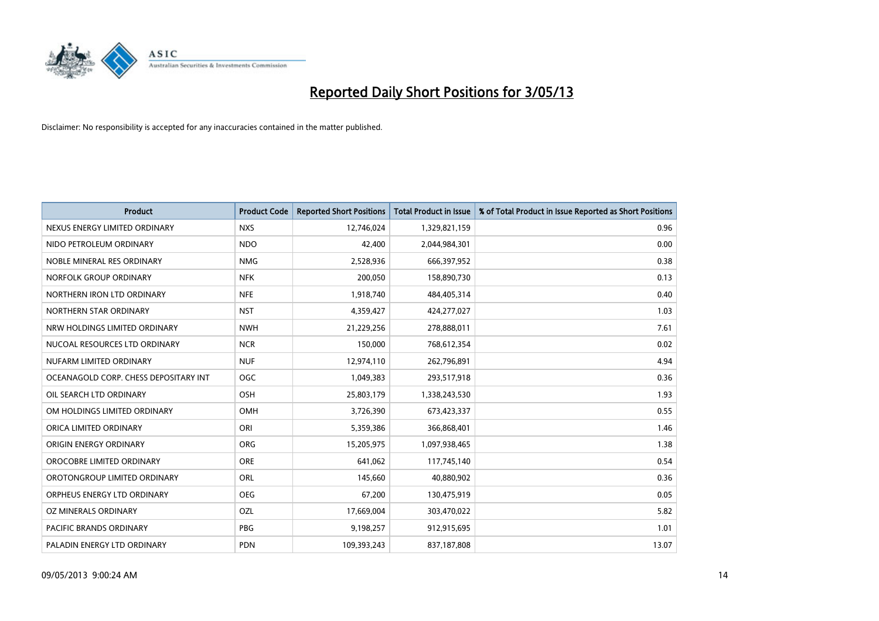# Reported Daily Short Positions for 3/05/13

Disclaimer: No responsibility is accepted for any inaccuracies contained in the matter published.

| Product | Product Code | Reported Short Positions | Total Product in Issue | % of Total Product in Issue Reported as Short Positions |
|---|---|---|---|---|
| NEXUS ENERGY LIMITED ORDINARY | NXS | 12,746,024 | 1,329,821,159 | 0.96 |
| NIDO PETROLEUM ORDINARY | NDO | 42,400 | 2,044,984,301 | 0.00 |
| NOBLE MINERAL RES ORDINARY | NMG | 2,528,936 | 666,397,952 | 0.38 |
| NORFOLK GROUP ORDINARY | NFK | 200,050 | 158,890,730 | 0.13 |
| NORTHERN IRON LTD ORDINARY | NFE | 1,918,740 | 484,405,314 | 0.40 |
| NORTHERN STAR ORDINARY | NST | 4,359,427 | 424,277,027 | 1.03 |
| NRW HOLDINGS LIMITED ORDINARY | NWH | 21,229,256 | 278,888,011 | 7.61 |
| NUCOAL RESOURCES LTD ORDINARY | NCR | 150,000 | 768,612,354 | 0.02 |
| NUFARM LIMITED ORDINARY | NUF | 12,974,110 | 262,796,891 | 4.94 |
| OCEANAGOLD CORP. CHESS DEPOSITARY INT | OGC | 1,049,383 | 293,517,918 | 0.36 |
| OIL SEARCH LTD ORDINARY | OSH | 25,803,179 | 1,338,243,530 | 1.93 |
| OM HOLDINGS LIMITED ORDINARY | OMH | 3,726,390 | 673,423,337 | 0.55 |
| ORICA LIMITED ORDINARY | ORI | 5,359,386 | 366,868,401 | 1.46 |
| ORIGIN ENERGY ORDINARY | ORG | 15,205,975 | 1,097,938,465 | 1.38 |
| OROCOBRE LIMITED ORDINARY | ORE | 641,062 | 117,745,140 | 0.54 |
| OROTONGROUP LIMITED ORDINARY | ORL | 145,660 | 40,880,902 | 0.36 |
| ORPHEUS ENERGY LTD ORDINARY | OEG | 67,200 | 130,475,919 | 0.05 |
| OZ MINERALS ORDINARY | OZL | 17,669,004 | 303,470,022 | 5.82 |
| PACIFIC BRANDS ORDINARY | PBG | 9,198,257 | 912,915,695 | 1.01 |
| PALADIN ENERGY LTD ORDINARY | PDN | 109,393,243 | 837,187,808 | 13.07 |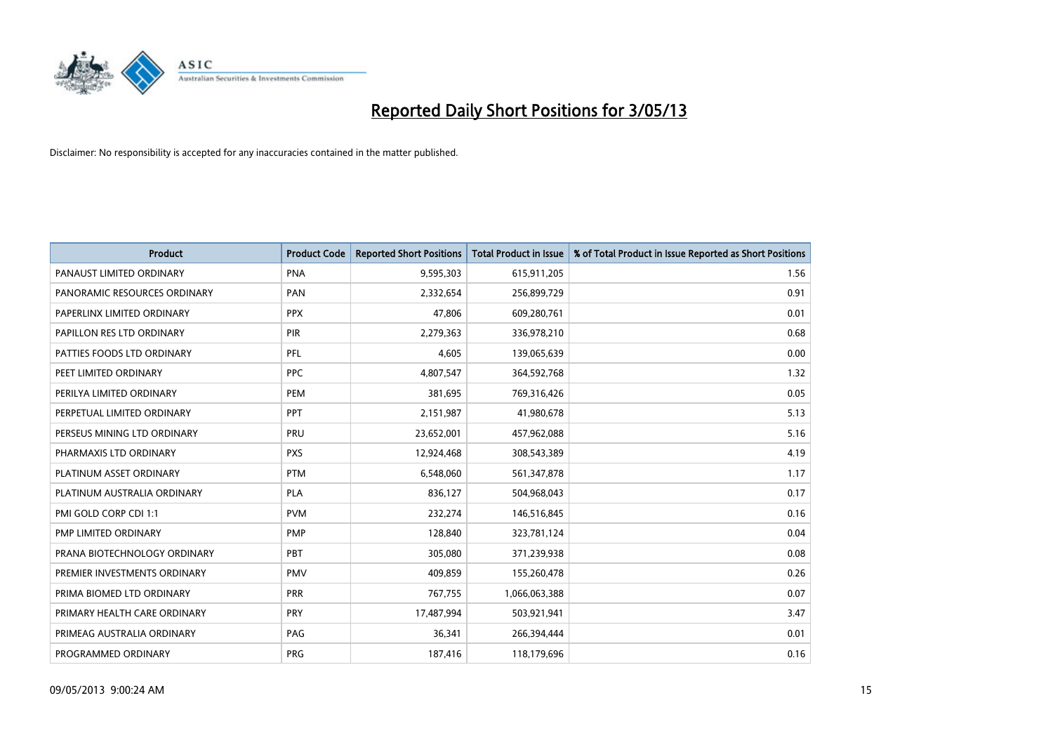# Reported Daily Short Positions for 3/05/13

Disclaimer: No responsibility is accepted for any inaccuracies contained in the matter published.

| Product | Product Code | Reported Short Positions | Total Product in Issue | % of Total Product in Issue Reported as Short Positions |
|---|---|---|---|---|
| PANAUST LIMITED ORDINARY | PNA | 9,595,303 | 615,911,205 | 1.56 |
| PANORAMIC RESOURCES ORDINARY | PAN | 2,332,654 | 256,899,729 | 0.91 |
| PAPERLINX LIMITED ORDINARY | PPX | 47,806 | 609,280,761 | 0.01 |
| PAPILLON RES LTD ORDINARY | PIR | 2,279,363 | 336,978,210 | 0.68 |
| PATTIES FOODS LTD ORDINARY | PFL | 4,605 | 139,065,639 | 0.00 |
| PEET LIMITED ORDINARY | PPC | 4,807,547 | 364,592,768 | 1.32 |
| PERILYA LIMITED ORDINARY | PEM | 381,695 | 769,316,426 | 0.05 |
| PERPETUAL LIMITED ORDINARY | PPT | 2,151,987 | 41,980,678 | 5.13 |
| PERSEUS MINING LTD ORDINARY | PRU | 23,652,001 | 457,962,088 | 5.16 |
| PHARMAXIS LTD ORDINARY | PXS | 12,924,468 | 308,543,389 | 4.19 |
| PLATINUM ASSET ORDINARY | PTM | 6,548,060 | 561,347,878 | 1.17 |
| PLATINUM AUSTRALIA ORDINARY | PLA | 836,127 | 504,968,043 | 0.17 |
| PMI GOLD CORP CDI 1:1 | PVM | 232,274 | 146,516,845 | 0.16 |
| PMP LIMITED ORDINARY | PMP | 128,840 | 323,781,124 | 0.04 |
| PRANA BIOTECHNOLOGY ORDINARY | PBT | 305,080 | 371,239,938 | 0.08 |
| PREMIER INVESTMENTS ORDINARY | PMV | 409,859 | 155,260,478 | 0.26 |
| PRIMA BIOMED LTD ORDINARY | PRR | 767,755 | 1,066,063,388 | 0.07 |
| PRIMARY HEALTH CARE ORDINARY | PRY | 17,487,994 | 503,921,941 | 3.47 |
| PRIMEAG AUSTRALIA ORDINARY | PAG | 36,341 | 266,394,444 | 0.01 |
| PROGRAMMED ORDINARY | PRG | 187,416 | 118,179,696 | 0.16 |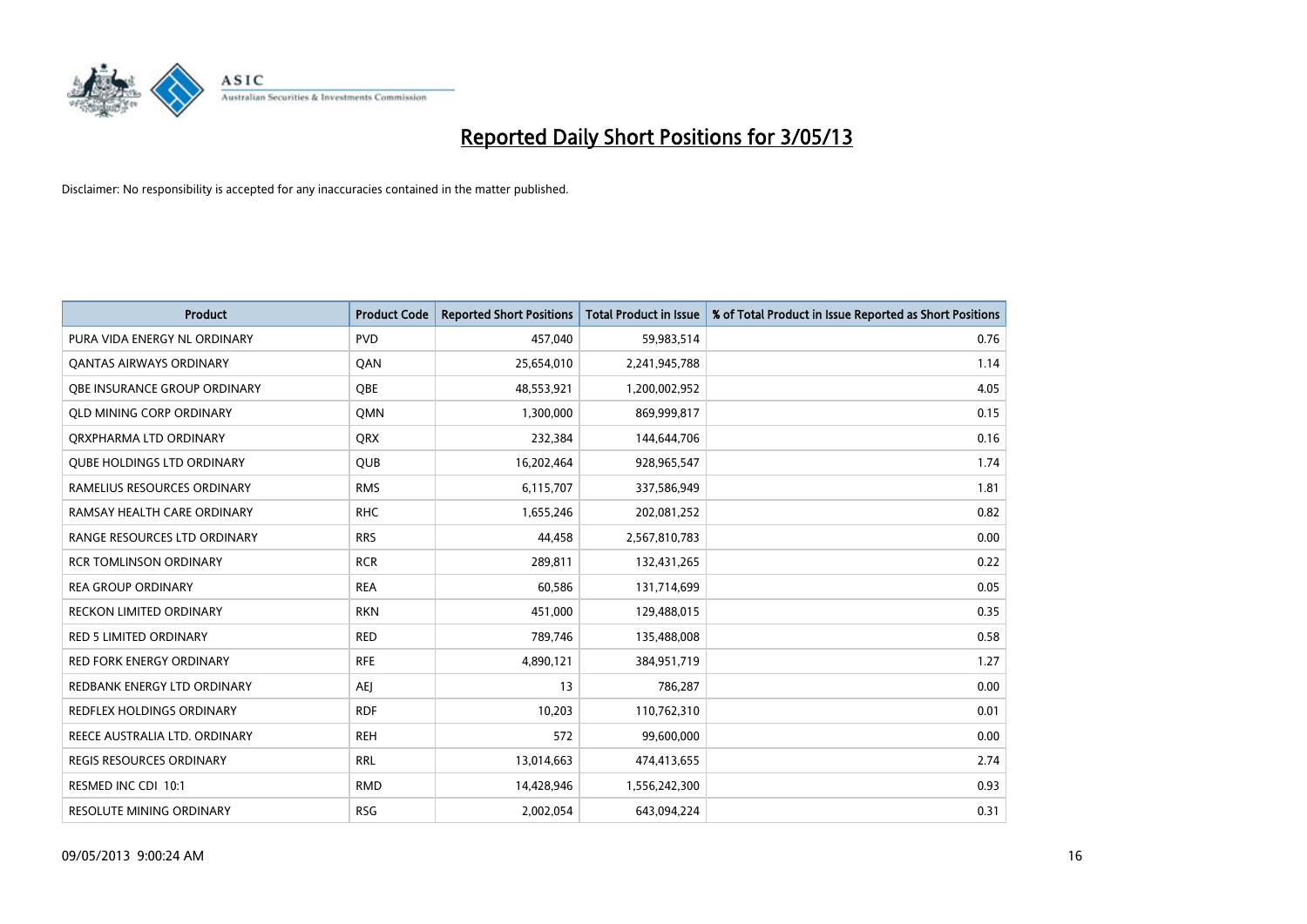# Reported Daily Short Positions for 3/05/13

Disclaimer: No responsibility is accepted for any inaccuracies contained in the matter published.

| Product | Product Code | Reported Short Positions | Total Product in Issue | % of Total Product in Issue Reported as Short Positions |
|---|---|---|---|---|
| PURA VIDA ENERGY NL ORDINARY | PVD | 457,040 | 59,983,514 | 0.76 |
| QANTAS AIRWAYS ORDINARY | QAN | 25,654,010 | 2,241,945,788 | 1.14 |
| QBE INSURANCE GROUP ORDINARY | QBE | 48,553,921 | 1,200,002,952 | 4.05 |
| QLD MINING CORP ORDINARY | QMN | 1,300,000 | 869,999,817 | 0.15 |
| QRXPHARMA LTD ORDINARY | QRX | 232,384 | 144,644,706 | 0.16 |
| QUBE HOLDINGS LTD ORDINARY | QUB | 16,202,464 | 928,965,547 | 1.74 |
| RAMELIUS RESOURCES ORDINARY | RMS | 6,115,707 | 337,586,949 | 1.81 |
| RAMSAY HEALTH CARE ORDINARY | RHC | 1,655,246 | 202,081,252 | 0.82 |
| RANGE RESOURCES LTD ORDINARY | RRS | 44,458 | 2,567,810,783 | 0.00 |
| RCR TOMLINSON ORDINARY | RCR | 289,811 | 132,431,265 | 0.22 |
| REA GROUP ORDINARY | REA | 60,586 | 131,714,699 | 0.05 |
| RECKON LIMITED ORDINARY | RKN | 451,000 | 129,488,015 | 0.35 |
| RED 5 LIMITED ORDINARY | RED | 789,746 | 135,488,008 | 0.58 |
| RED FORK ENERGY ORDINARY | RFE | 4,890,121 | 384,951,719 | 1.27 |
| REDBANK ENERGY LTD ORDINARY | AEJ | 13 | 786,287 | 0.00 |
| REDFLEX HOLDINGS ORDINARY | RDF | 10,203 | 110,762,310 | 0.01 |
| REECE AUSTRALIA LTD. ORDINARY | REH | 572 | 99,600,000 | 0.00 |
| REGIS RESOURCES ORDINARY | RRL | 13,014,663 | 474,413,655 | 2.74 |
| RESMED INC CDI 10:1 | RMD | 14,428,946 | 1,556,242,300 | 0.93 |
| RESOLUTE MINING ORDINARY | RSG | 2,002,054 | 643,094,224 | 0.31 |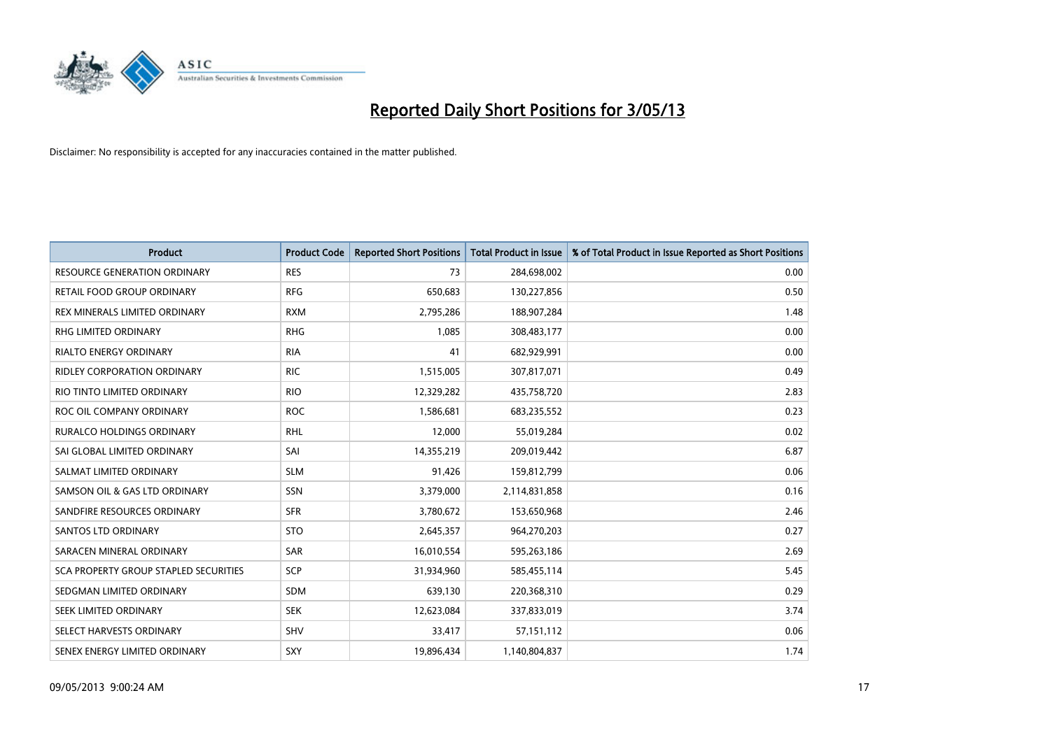# Reported Daily Short Positions for 3/05/13

Disclaimer: No responsibility is accepted for any inaccuracies contained in the matter published.

| Product | Product Code | Reported Short Positions | Total Product in Issue | % of Total Product in Issue Reported as Short Positions |
|---|---|---|---|---|
| RESOURCE GENERATION ORDINARY | RES | 73 | 284,698,002 | 0.00 |
| RETAIL FOOD GROUP ORDINARY | RFG | 650,683 | 130,227,856 | 0.50 |
| REX MINERALS LIMITED ORDINARY | RXM | 2,795,286 | 188,907,284 | 1.48 |
| RHG LIMITED ORDINARY | RHG | 1,085 | 308,483,177 | 0.00 |
| RIALTO ENERGY ORDINARY | RIA | 41 | 682,929,991 | 0.00 |
| RIDLEY CORPORATION ORDINARY | RIC | 1,515,005 | 307,817,071 | 0.49 |
| RIO TINTO LIMITED ORDINARY | RIO | 12,329,282 | 435,758,720 | 2.83 |
| ROC OIL COMPANY ORDINARY | ROC | 1,586,681 | 683,235,552 | 0.23 |
| RURALCO HOLDINGS ORDINARY | RHL | 12,000 | 55,019,284 | 0.02 |
| SAI GLOBAL LIMITED ORDINARY | SAI | 14,355,219 | 209,019,442 | 6.87 |
| SALMAT LIMITED ORDINARY | SLM | 91,426 | 159,812,799 | 0.06 |
| SAMSON OIL & GAS LTD ORDINARY | SSN | 3,379,000 | 2,114,831,858 | 0.16 |
| SANDFIRE RESOURCES ORDINARY | SFR | 3,780,672 | 153,650,968 | 2.46 |
| SANTOS LTD ORDINARY | STO | 2,645,357 | 964,270,203 | 0.27 |
| SARACEN MINERAL ORDINARY | SAR | 16,010,554 | 595,263,186 | 2.69 |
| SCA PROPERTY GROUP STAPLED SECURITIES | SCP | 31,934,960 | 585,455,114 | 5.45 |
| SEDGMAN LIMITED ORDINARY | SDM | 639,130 | 220,368,310 | 0.29 |
| SEEK LIMITED ORDINARY | SEK | 12,623,084 | 337,833,019 | 3.74 |
| SELECT HARVESTS ORDINARY | SHV | 33,417 | 57,151,112 | 0.06 |
| SENEX ENERGY LIMITED ORDINARY | SXY | 19,896,434 | 1,140,804,837 | 1.74 |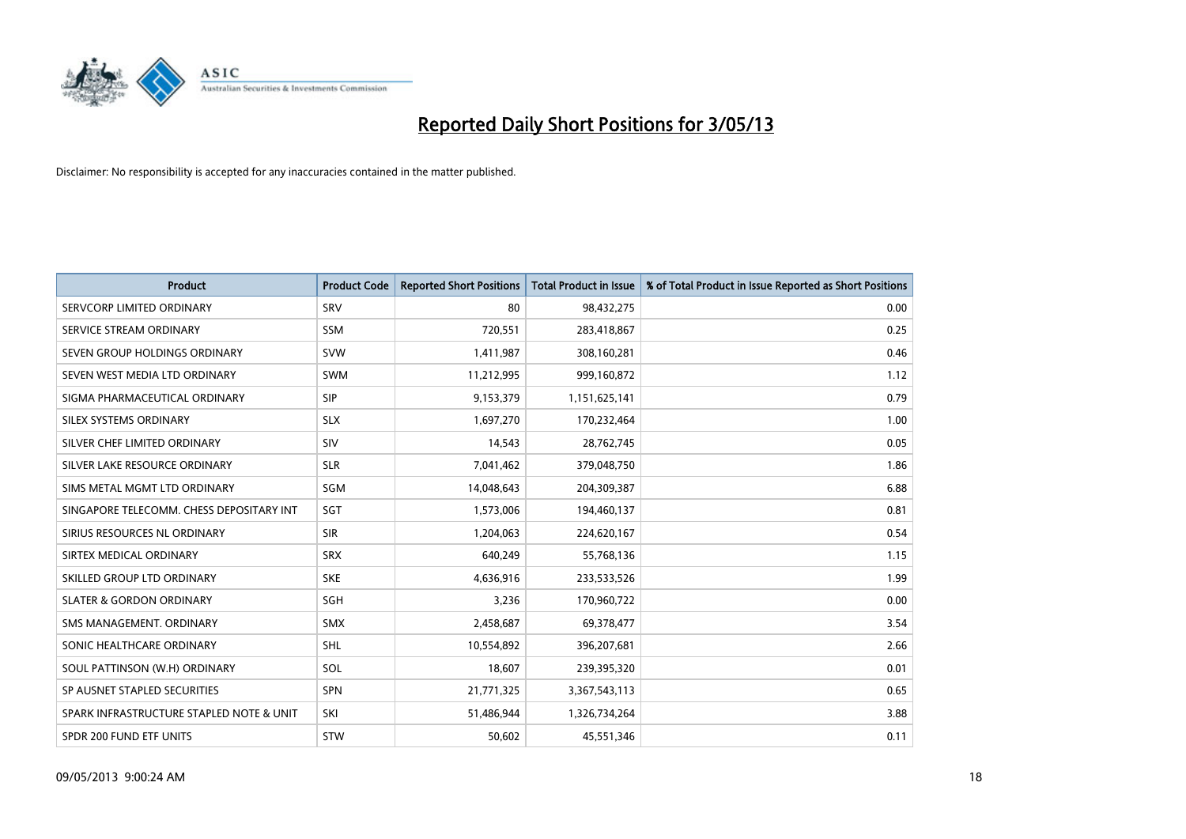# Reported Daily Short Positions for 3/05/13

Disclaimer: No responsibility is accepted for any inaccuracies contained in the matter published.

| Product | Product Code | Reported Short Positions | Total Product in Issue | % of Total Product in Issue Reported as Short Positions |
|---|---|---|---|---|
| SERVCORP LIMITED ORDINARY | SRV | 80 | 98,432,275 | 0.00 |
| SERVICE STREAM ORDINARY | SSM | 720,551 | 283,418,867 | 0.25 |
| SEVEN GROUP HOLDINGS ORDINARY | SVW | 1,411,987 | 308,160,281 | 0.46 |
| SEVEN WEST MEDIA LTD ORDINARY | SWM | 11,212,995 | 999,160,872 | 1.12 |
| SIGMA PHARMACEUTICAL ORDINARY | SIP | 9,153,379 | 1,151,625,141 | 0.79 |
| SILEX SYSTEMS ORDINARY | SLX | 1,697,270 | 170,232,464 | 1.00 |
| SILVER CHEF LIMITED ORDINARY | SIV | 14,543 | 28,762,745 | 0.05 |
| SILVER LAKE RESOURCE ORDINARY | SLR | 7,041,462 | 379,048,750 | 1.86 |
| SIMS METAL MGMT LTD ORDINARY | SGM | 14,048,643 | 204,309,387 | 6.88 |
| SINGAPORE TELECOMM. CHESS DEPOSITARY INT | SGT | 1,573,006 | 194,460,137 | 0.81 |
| SIRIUS RESOURCES NL ORDINARY | SIR | 1,204,063 | 224,620,167 | 0.54 |
| SIRTEX MEDICAL ORDINARY | SRX | 640,249 | 55,768,136 | 1.15 |
| SKILLED GROUP LTD ORDINARY | SKE | 4,636,916 | 233,533,526 | 1.99 |
| SLATER & GORDON ORDINARY | SGH | 3,236 | 170,960,722 | 0.00 |
| SMS MANAGEMENT. ORDINARY | SMX | 2,458,687 | 69,378,477 | 3.54 |
| SONIC HEALTHCARE ORDINARY | SHL | 10,554,892 | 396,207,681 | 2.66 |
| SOUL PATTINSON (W.H) ORDINARY | SOL | 18,607 | 239,395,320 | 0.01 |
| SP AUSNET STAPLED SECURITIES | SPN | 21,771,325 | 3,367,543,113 | 0.65 |
| SPARK INFRASTRUCTURE STAPLED NOTE & UNIT | SKI | 51,486,944 | 1,326,734,264 | 3.88 |
| SPDR 200 FUND ETF UNITS | STW | 50,602 | 45,551,346 | 0.11 |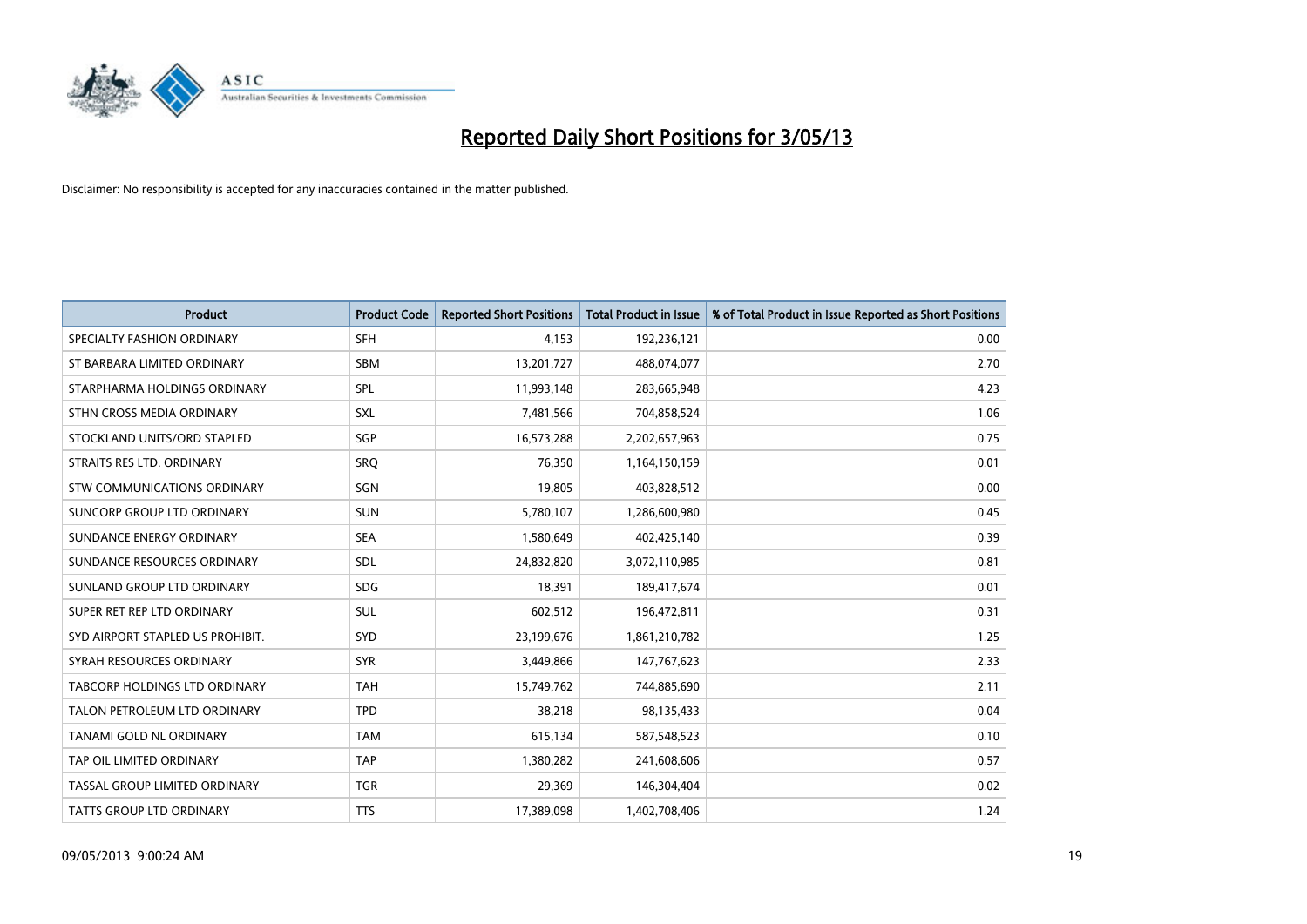# Reported Daily Short Positions for 3/05/13

Disclaimer: No responsibility is accepted for any inaccuracies contained in the matter published.

| Product | Product Code | Reported Short Positions | Total Product in Issue | % of Total Product in Issue Reported as Short Positions |
|---|---|---|---|---|
| SPECIALTY FASHION ORDINARY | SFH | 4,153 | 192,236,121 | 0.00 |
| ST BARBARA LIMITED ORDINARY | SBM | 13,201,727 | 488,074,077 | 2.70 |
| STARPHARMA HOLDINGS ORDINARY | SPL | 11,993,148 | 283,665,948 | 4.23 |
| STHN CROSS MEDIA ORDINARY | SXL | 7,481,566 | 704,858,524 | 1.06 |
| STOCKLAND UNITS/ORD STAPLED | SGP | 16,573,288 | 2,202,657,963 | 0.75 |
| STRAITS RES LTD. ORDINARY | SRQ | 76,350 | 1,164,150,159 | 0.01 |
| STW COMMUNICATIONS ORDINARY | SGN | 19,805 | 403,828,512 | 0.00 |
| SUNCORP GROUP LTD ORDINARY | SUN | 5,780,107 | 1,286,600,980 | 0.45 |
| SUNDANCE ENERGY ORDINARY | SEA | 1,580,649 | 402,425,140 | 0.39 |
| SUNDANCE RESOURCES ORDINARY | SDL | 24,832,820 | 3,072,110,985 | 0.81 |
| SUNLAND GROUP LTD ORDINARY | SDG | 18,391 | 189,417,674 | 0.01 |
| SUPER RET REP LTD ORDINARY | SUL | 602,512 | 196,472,811 | 0.31 |
| SYD AIRPORT STAPLED US PROHIBIT. | SYD | 23,199,676 | 1,861,210,782 | 1.25 |
| SYRAH RESOURCES ORDINARY | SYR | 3,449,866 | 147,767,623 | 2.33 |
| TABCORP HOLDINGS LTD ORDINARY | TAH | 15,749,762 | 744,885,690 | 2.11 |
| TALON PETROLEUM LTD ORDINARY | TPD | 38,218 | 98,135,433 | 0.04 |
| TANAMI GOLD NL ORDINARY | TAM | 615,134 | 587,548,523 | 0.10 |
| TAP OIL LIMITED ORDINARY | TAP | 1,380,282 | 241,608,606 | 0.57 |
| TASSAL GROUP LIMITED ORDINARY | TGR | 29,369 | 146,304,404 | 0.02 |
| TATTS GROUP LTD ORDINARY | TTS | 17,389,098 | 1,402,708,406 | 1.24 |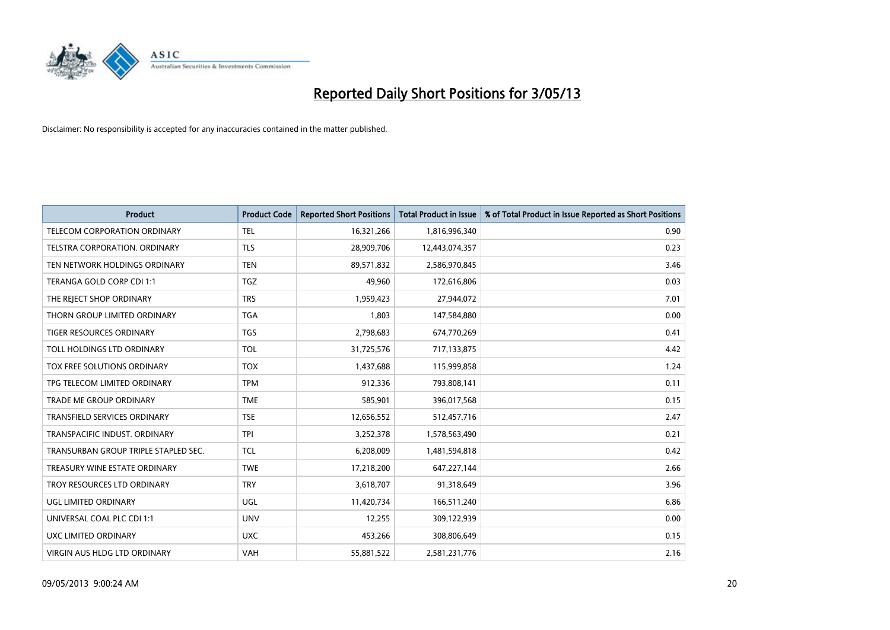# Reported Daily Short Positions for 3/05/13

Disclaimer: No responsibility is accepted for any inaccuracies contained in the matter published.

| Product | Product Code | Reported Short Positions | Total Product in Issue | % of Total Product in Issue Reported as Short Positions |
|---|---|---|---|---|
| TELECOM CORPORATION ORDINARY | TEL | 16,321,266 | 1,816,996,340 | 0.90 |
| TELSTRA CORPORATION. ORDINARY | TLS | 28,909,706 | 12,443,074,357 | 0.23 |
| TEN NETWORK HOLDINGS ORDINARY | TEN | 89,571,832 | 2,586,970,845 | 3.46 |
| TERANGA GOLD CORP CDI 1:1 | TGZ | 49,960 | 172,616,806 | 0.03 |
| THE REJECT SHOP ORDINARY | TRS | 1,959,423 | 27,944,072 | 7.01 |
| THORN GROUP LIMITED ORDINARY | TGA | 1,803 | 147,584,880 | 0.00 |
| TIGER RESOURCES ORDINARY | TGS | 2,798,683 | 674,770,269 | 0.41 |
| TOLL HOLDINGS LTD ORDINARY | TOL | 31,725,576 | 717,133,875 | 4.42 |
| TOX FREE SOLUTIONS ORDINARY | TOX | 1,437,688 | 115,999,858 | 1.24 |
| TPG TELECOM LIMITED ORDINARY | TPM | 912,336 | 793,808,141 | 0.11 |
| TRADE ME GROUP ORDINARY | TME | 585,901 | 396,017,568 | 0.15 |
| TRANSFIELD SERVICES ORDINARY | TSE | 12,656,552 | 512,457,716 | 2.47 |
| TRANSPACIFIC INDUST. ORDINARY | TPI | 3,252,378 | 1,578,563,490 | 0.21 |
| TRANSURBAN GROUP TRIPLE STAPLED SEC. | TCL | 6,208,009 | 1,481,594,818 | 0.42 |
| TREASURY WINE ESTATE ORDINARY | TWE | 17,218,200 | 647,227,144 | 2.66 |
| TROY RESOURCES LTD ORDINARY | TRY | 3,618,707 | 91,318,649 | 3.96 |
| UGL LIMITED ORDINARY | UGL | 11,420,734 | 166,511,240 | 6.86 |
| UNIVERSAL COAL PLC CDI 1:1 | UNV | 12,255 | 309,122,939 | 0.00 |
| UXC LIMITED ORDINARY | UXC | 453,266 | 308,806,649 | 0.15 |
| VIRGIN AUS HLDG LTD ORDINARY | VAH | 55,881,522 | 2,581,231,776 | 2.16 |

09/05/2013 9:00:24 AM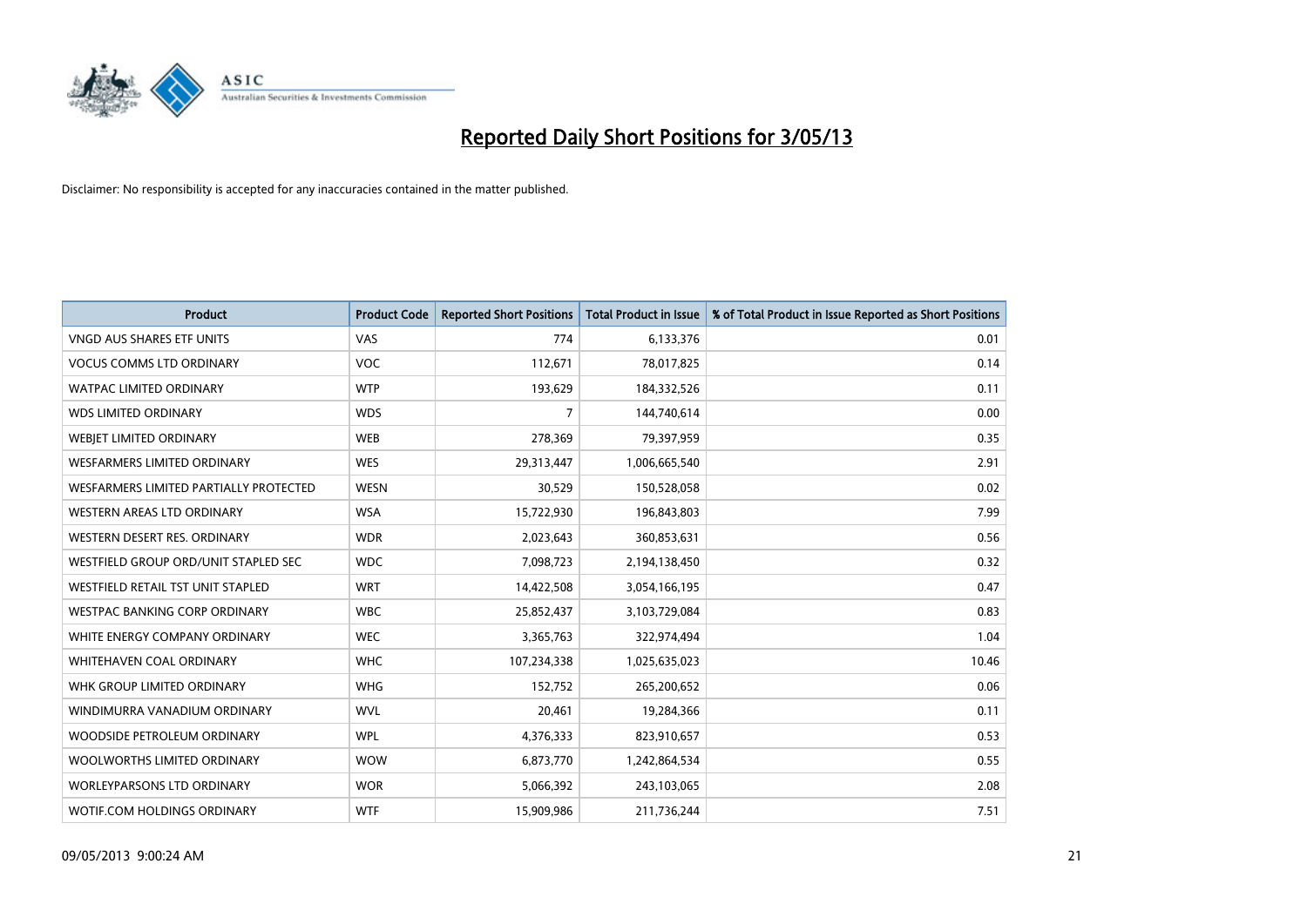# Reported Daily Short Positions for 3/05/13

Disclaimer: No responsibility is accepted for any inaccuracies contained in the matter published.

| Product | Product Code | Reported Short Positions | Total Product in Issue | % of Total Product in Issue Reported as Short Positions |
|---|---|---|---|---|
| VNGD AUS SHARES ETF UNITS | VAS | 774 | 6,133,376 | 0.01 |
| VOCUS COMMS LTD ORDINARY | VOC | 112,671 | 78,017,825 | 0.14 |
| WATPAC LIMITED ORDINARY | WTP | 193,629 | 184,332,526 | 0.11 |
| WDS LIMITED ORDINARY | WDS | 7 | 144,740,614 | 0.00 |
| WEBJET LIMITED ORDINARY | WEB | 278,369 | 79,397,959 | 0.35 |
| WESFARMERS LIMITED ORDINARY | WES | 29,313,447 | 1,006,665,540 | 2.91 |
| WESFARMERS LIMITED PARTIALLY PROTECTED | WESN | 30,529 | 150,528,058 | 0.02 |
| WESTERN AREAS LTD ORDINARY | WSA | 15,722,930 | 196,843,803 | 7.99 |
| WESTERN DESERT RES. ORDINARY | WDR | 2,023,643 | 360,853,631 | 0.56 |
| WESTFIELD GROUP ORD/UNIT STAPLED SEC | WDC | 7,098,723 | 2,194,138,450 | 0.32 |
| WESTFIELD RETAIL TST UNIT STAPLED | WRT | 14,422,508 | 3,054,166,195 | 0.47 |
| WESTPAC BANKING CORP ORDINARY | WBC | 25,852,437 | 3,103,729,084 | 0.83 |
| WHITE ENERGY COMPANY ORDINARY | WEC | 3,365,763 | 322,974,494 | 1.04 |
| WHITEHAVEN COAL ORDINARY | WHC | 107,234,338 | 1,025,635,023 | 10.46 |
| WHK GROUP LIMITED ORDINARY | WHG | 152,752 | 265,200,652 | 0.06 |
| WINDIMURRA VANADIUM ORDINARY | WVL | 20,461 | 19,284,366 | 0.11 |
| WOODSIDE PETROLEUM ORDINARY | WPL | 4,376,333 | 823,910,657 | 0.53 |
| WOOLWORTHS LIMITED ORDINARY | WOW | 6,873,770 | 1,242,864,534 | 0.55 |
| WORLEYPARSONS LTD ORDINARY | WOR | 5,066,392 | 243,103,065 | 2.08 |
| WOTIF.COM HOLDINGS ORDINARY | WTF | 15,909,986 | 211,736,244 | 7.51 |

09/05/2013 9:00:24 AM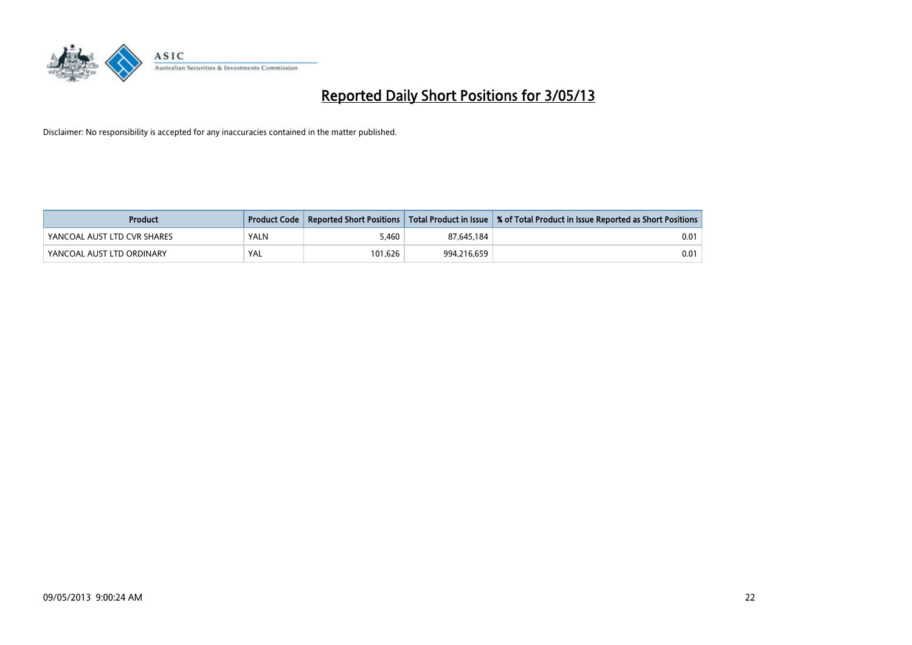# Reported Daily Short Positions for 3/05/13

Disclaimer: No responsibility is accepted for any inaccuracies contained in the matter published.

| Product | Product Code | Reported Short Positions | Total Product in Issue | % of Total Product in Issue Reported as Short Positions |
|---|---|---|---|---|
| YANCOAL AUST LTD CVR SHARES | YALN | 5,460 | 87,645,184 | 0.01 |
| YANCOAL AUST LTD ORDINARY | YAL | 101,626 | 994,216,659 | 0.01 |

09/05/2013 9:00:24 AM